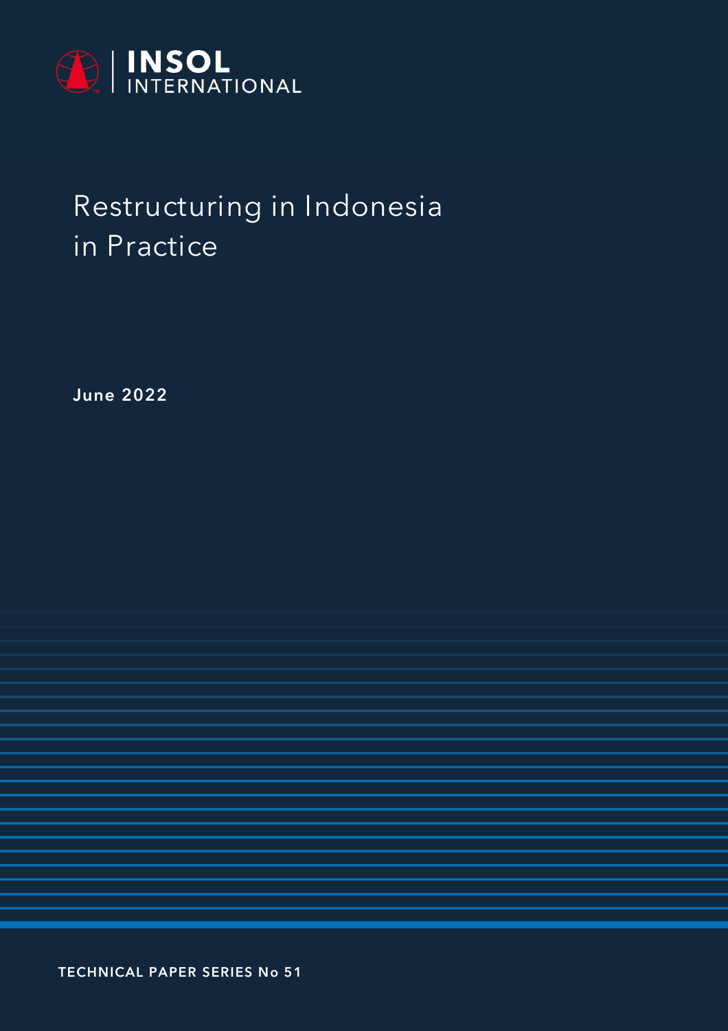INSOL INTERNATIONAL

# Restructuring in Indonesia in Practice

**June 2022**

TECHNICAL PAPER SERIES No 51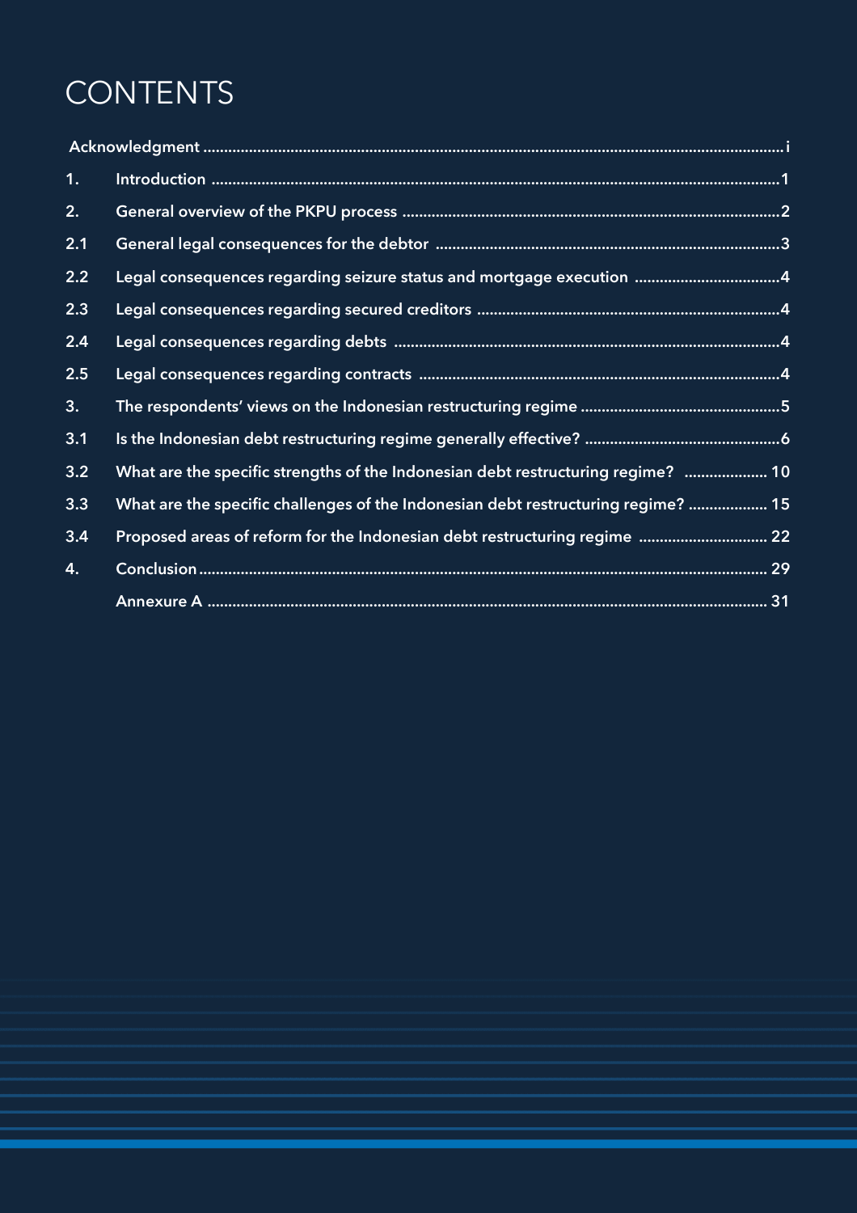# CONTENTS

| | | |
|---|---|---|
| Acknowledgment | | i |
| 1. | Introduction | 1 |
| 2. | General overview of the PKPU process | 2 |
| 2.1 | General legal consequences for the debtor | 3 |
| 2.2 | Legal consequences regarding seizure status and mortgage execution | 4 |
| 2.3 | Legal consequences regarding secured creditors | 4 |
| 2.4 | Legal consequences regarding debts | 4 |
| 2.5 | Legal consequences regarding contracts | 4 |
| 3. | The respondents' views on the Indonesian restructuring regime | 5 |
| 3.1 | Is the Indonesian debt restructuring regime generally effective? | 6 |
| 3.2 | What are the specific strengths of the Indonesian debt restructuring regime? | 10 |
| 3.3 | What are the specific challenges of the Indonesian debt restructuring regime? | 15 |
| 3.4 | Proposed areas of reform for the Indonesian debt restructuring regime | 22 |
| 4. | Conclusion | 29 |
| | Annexure A | 31 |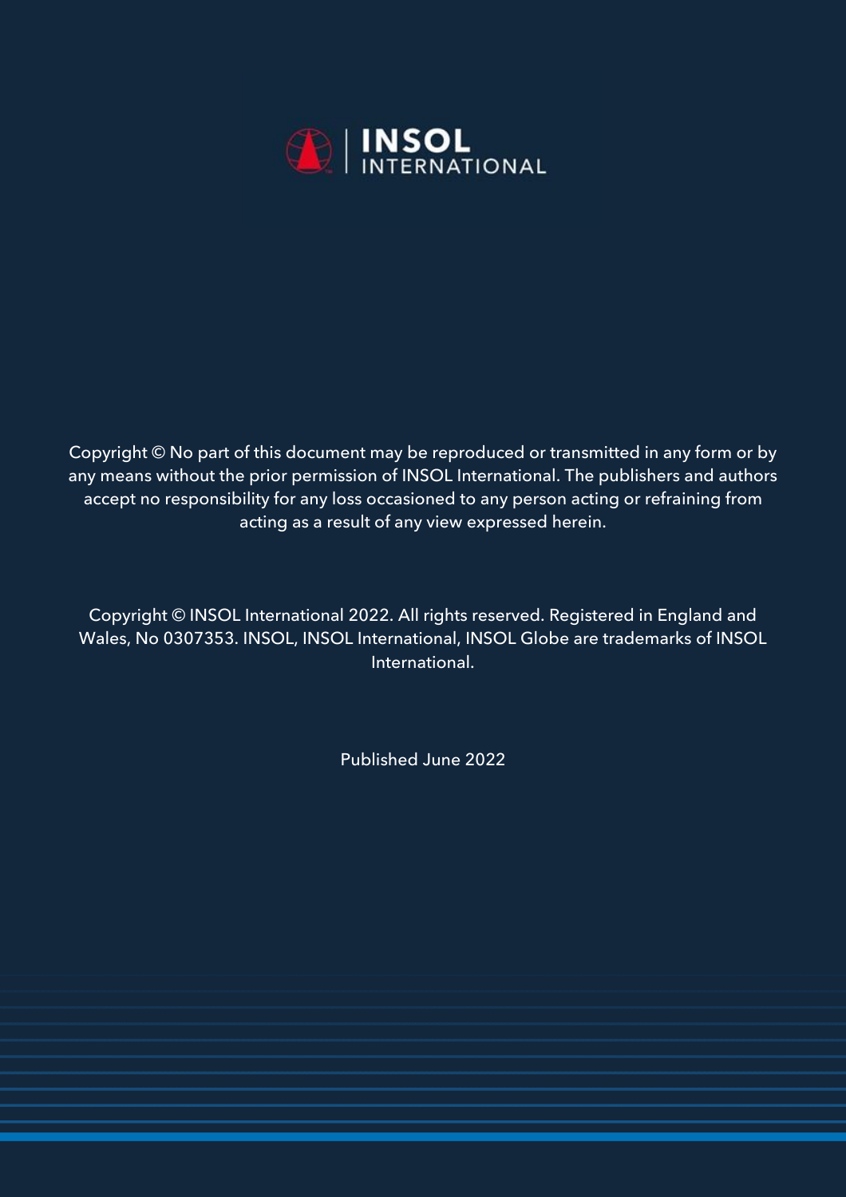INSOL INTERNATIONAL

Copyright © No part of this document may be reproduced or transmitted in any form or by any means without the prior permission of INSOL International. The publishers and authors accept no responsibility for any loss occasioned to any person acting or refraining from acting as a result of any view expressed herein.

Copyright © INSOL International 2022. All rights reserved. Registered in England and Wales, No 0307353. INSOL, INSOL International, INSOL Globe are trademarks of INSOL International.

Published June 2022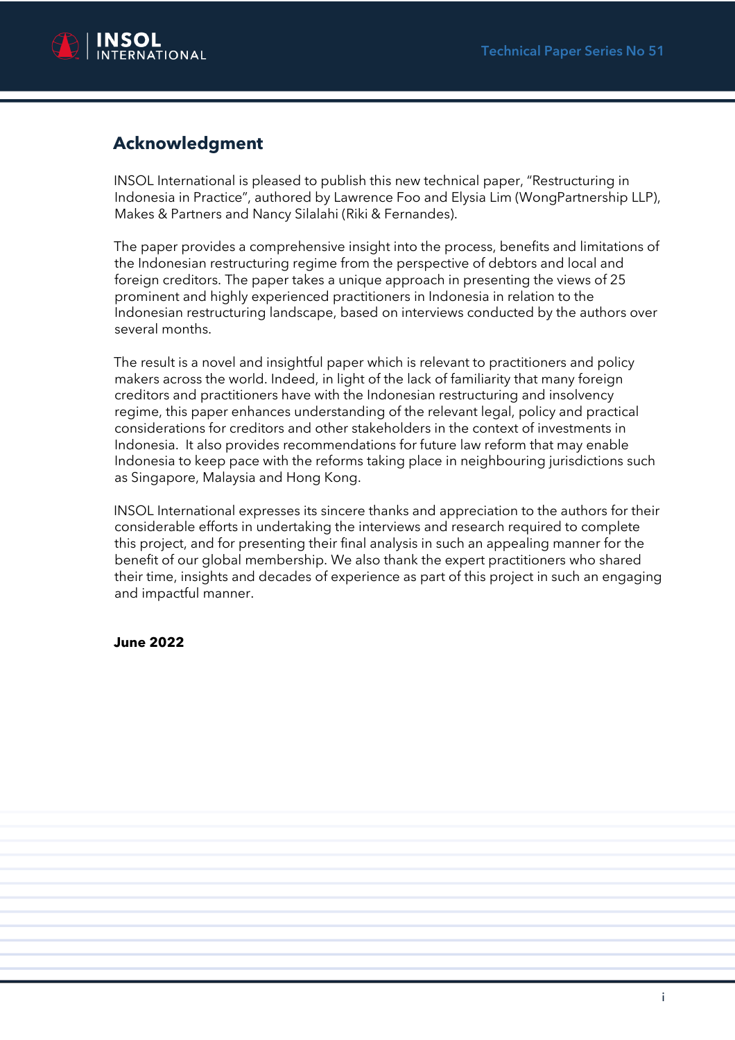## Acknowledgment

INSOL International is pleased to publish this new technical paper, "Restructuring in Indonesia in Practice", authored by Lawrence Foo and Elysia Lim (WongPartnership LLP), Makes & Partners and Nancy Silalahi (Riki & Fernandes).

The paper provides a comprehensive insight into the process, benefits and limitations of the Indonesian restructuring regime from the perspective of debtors and local and foreign creditors. The paper takes a unique approach in presenting the views of 25 prominent and highly experienced practitioners in Indonesia in relation to the Indonesian restructuring landscape, based on interviews conducted by the authors over several months.

The result is a novel and insightful paper which is relevant to practitioners and policy makers across the world. Indeed, in light of the lack of familiarity that many foreign creditors and practitioners have with the Indonesian restructuring and insolvency regime, this paper enhances understanding of the relevant legal, policy and practical considerations for creditors and other stakeholders in the context of investments in Indonesia. It also provides recommendations for future law reform that may enable Indonesia to keep pace with the reforms taking place in neighbouring jurisdictions such as Singapore, Malaysia and Hong Kong.

INSOL International expresses its sincere thanks and appreciation to the authors for their considerable efforts in undertaking the interviews and research required to complete this project, and for presenting their final analysis in such an appealing manner for the benefit of our global membership. We also thank the expert practitioners who shared their time, insights and decades of experience as part of this project in such an engaging and impactful manner.

**June 2022**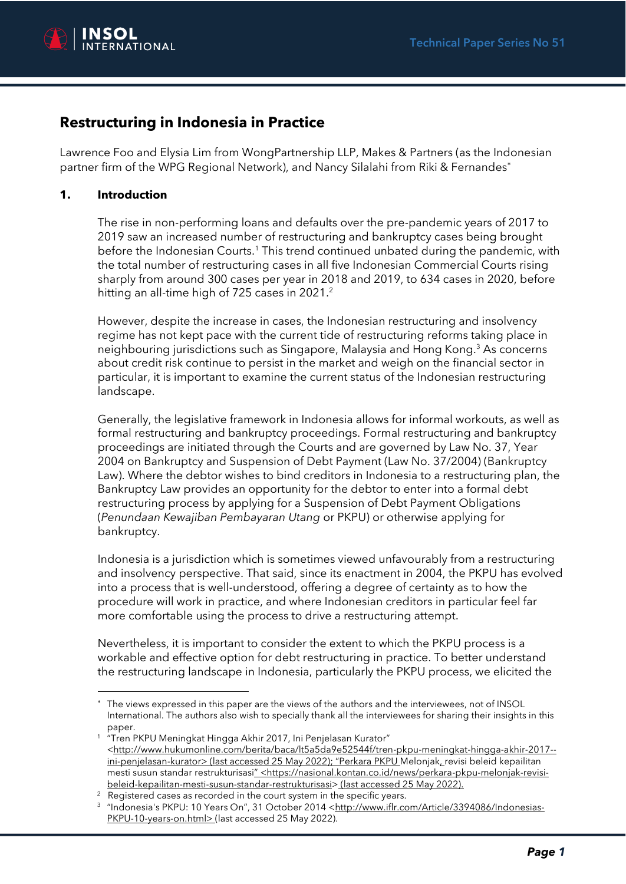# Restructuring in Indonesia in Practice

Lawrence Foo and Elysia Lim from WongPartnership LLP, Makes & Partners (as the Indonesian partner firm of the WPG Regional Network), and Nancy Silalahi from Riki & Fernandes*

## 1. Introduction

The rise in non-performing loans and defaults over the pre-pandemic years of 2017 to 2019 saw an increased number of restructuring and bankruptcy cases being brought before the Indonesian Courts.[1] This trend continued unabated during the pandemic, with the total number of restructuring cases in all five Indonesian Commercial Courts rising sharply from around 300 cases per year in 2018 and 2019, to 634 cases in 2020, before hitting an all-time high of 725 cases in 2021.[2]

However, despite the increase in cases, the Indonesian restructuring and insolvency regime has not kept pace with the current tide of restructuring reforms taking place in neighbouring jurisdictions such as Singapore, Malaysia and Hong Kong.[3] As concerns about credit risk continue to persist in the market and weigh on the financial sector in particular, it is important to examine the current status of the Indonesian restructuring landscape.

Generally, the legislative framework in Indonesia allows for informal workouts, as well as formal restructuring and bankruptcy proceedings. Formal restructuring and bankruptcy proceedings are initiated through the Courts and are governed by Law No. 37, Year 2004 on Bankruptcy and Suspension of Debt Payment (Law No. 37/2004) (Bankruptcy Law). Where the debtor wishes to bind creditors in Indonesia to a restructuring plan, the Bankruptcy Law provides an opportunity for the debtor to enter into a formal debt restructuring process by applying for a Suspension of Debt Payment Obligations (*Penundaan Kewajiban Pembayaran Utang* or PKPU) or otherwise applying for bankruptcy.

Indonesia is a jurisdiction which is sometimes viewed unfavourably from a restructuring and insolvency perspective. That said, since its enactment in 2004, the PKPU has evolved into a process that is well-understood, offering a degree of certainty as to how the procedure will work in practice, and where Indonesian creditors in particular feel far more comfortable using the process to drive a restructuring attempt.

Nevertheless, it is important to consider the extent to which the PKPU process is a workable and effective option for debt restructuring in practice. To better understand the restructuring landscape in Indonesia, particularly the PKPU process, we elicited the

---

\* The views expressed in this paper are the views of the authors and the interviewees, not of INSOL International. The authors also wish to specially thank all the interviewees for sharing their insights in this paper.

[1] "Tren PKPU Meningkat Hingga Akhir 2017, Ini Penjelasan Kurator" <http://www.hukumonline.com/berita/baca/lt5a5da9e52544f/tren-pkpu-meningkat-hingga-akhir-2017--ini-penjelasan-kurator> (last accessed 25 May 2022); "Perkara PKPU Melonjak, revisi beleid kepailitan mesti susun standar restrukturisasi" <https://nasional.kontan.co.id/news/perkara-pkpu-melonjak-revisi-beleid-kepailitan-mesti-susun-standar-restrukturisasi> (last accessed 25 May 2022).

[2] Registered cases as recorded in the court system in the specific years.

[3] "Indonesia's PKPU: 10 Years On", 31 October 2014 <http://www.iflr.com/Article/3394086/Indonesias-PKPU-10-years-on.html> (last accessed 25 May 2022).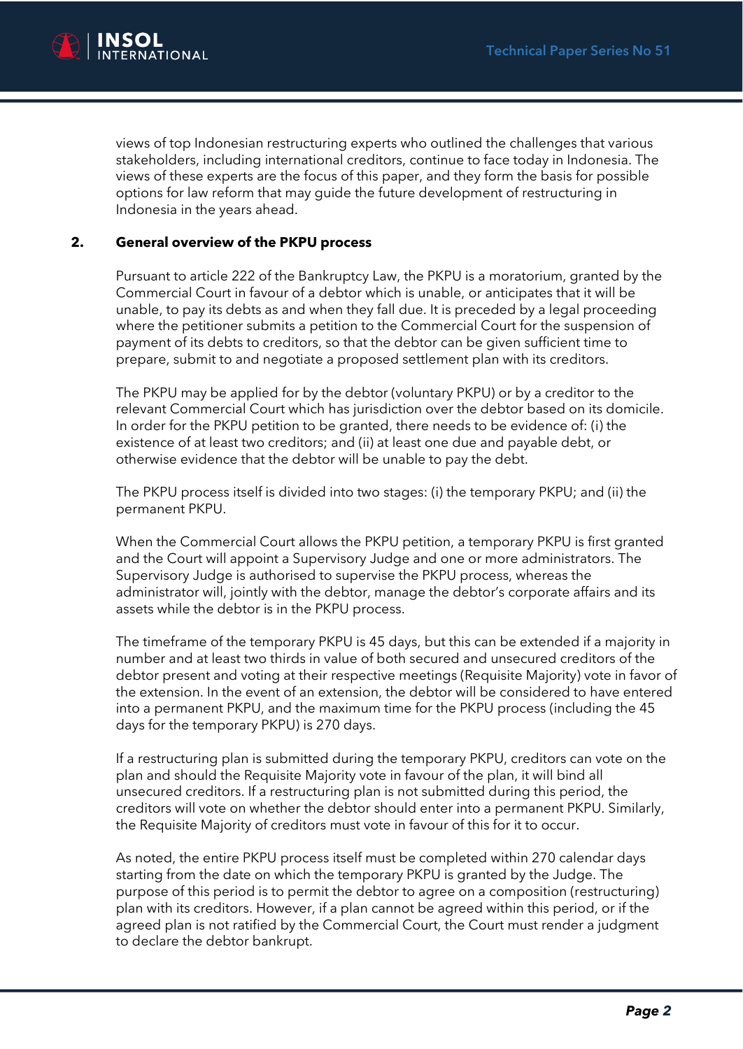views of top Indonesian restructuring experts who outlined the challenges that various stakeholders, including international creditors, continue to face today in Indonesia. The views of these experts are the focus of this paper, and they form the basis for possible options for law reform that may guide the future development of restructuring in Indonesia in the years ahead.

## 2. General overview of the PKPU process

Pursuant to article 222 of the Bankruptcy Law, the PKPU is a moratorium, granted by the Commercial Court in favour of a debtor which is unable, or anticipates that it will be unable, to pay its debts as and when they fall due. It is preceded by a legal proceeding where the petitioner submits a petition to the Commercial Court for the suspension of payment of its debts to creditors, so that the debtor can be given sufficient time to prepare, submit to and negotiate a proposed settlement plan with its creditors.

The PKPU may be applied for by the debtor (voluntary PKPU) or by a creditor to the relevant Commercial Court which has jurisdiction over the debtor based on its domicile. In order for the PKPU petition to be granted, there needs to be evidence of: (i) the existence of at least two creditors; and (ii) at least one due and payable debt, or otherwise evidence that the debtor will be unable to pay the debt.

The PKPU process itself is divided into two stages: (i) the temporary PKPU; and (ii) the permanent PKPU.

When the Commercial Court allows the PKPU petition, a temporary PKPU is first granted and the Court will appoint a Supervisory Judge and one or more administrators. The Supervisory Judge is authorised to supervise the PKPU process, whereas the administrator will, jointly with the debtor, manage the debtor's corporate affairs and its assets while the debtor is in the PKPU process.

The timeframe of the temporary PKPU is 45 days, but this can be extended if a majority in number and at least two thirds in value of both secured and unsecured creditors of the debtor present and voting at their respective meetings (Requisite Majority) vote in favor of the extension. In the event of an extension, the debtor will be considered to have entered into a permanent PKPU, and the maximum time for the PKPU process (including the 45 days for the temporary PKPU) is 270 days.

If a restructuring plan is submitted during the temporary PKPU, creditors can vote on the plan and should the Requisite Majority vote in favour of the plan, it will bind all unsecured creditors. If a restructuring plan is not submitted during this period, the creditors will vote on whether the debtor should enter into a permanent PKPU. Similarly, the Requisite Majority of creditors must vote in favour of this for it to occur.

As noted, the entire PKPU process itself must be completed within 270 calendar days starting from the date on which the temporary PKPU is granted by the Judge. The purpose of this period is to permit the debtor to agree on a composition (restructuring) plan with its creditors. However, if a plan cannot be agreed within this period, or if the agreed plan is not ratified by the Commercial Court, the Court must render a judgment to declare the debtor bankrupt.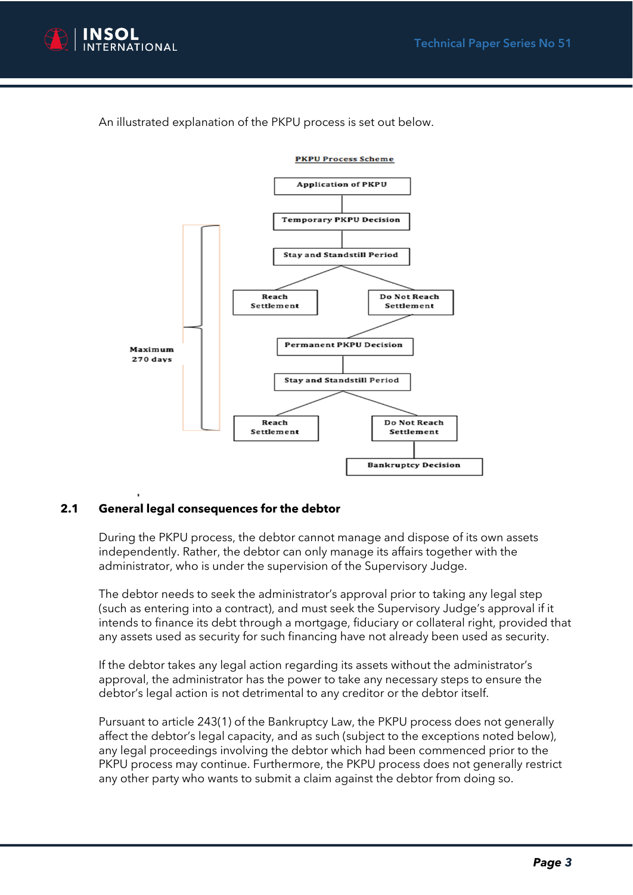An illustrated explanation of the PKPU process is set out below.

**PKPU Process Scheme**

- Application of PKPU
- Temporary PKPU Decision
- Stay and Standstill Period
  - Reach Settlement
  - Do Not Reach Settlement
- Permanent PKPU Decision
- Stay and Standstill Period
  - Reach Settlement
  - Do Not Reach Settlement
- Bankruptcy Decision

Maximum 270 days

## 2.1 General legal consequences for the debtor

During the PKPU process, the debtor cannot manage and dispose of its own assets independently. Rather, the debtor can only manage its affairs together with the administrator, who is under the supervision of the Supervisory Judge.

The debtor needs to seek the administrator's approval prior to taking any legal step (such as entering into a contract), and must seek the Supervisory Judge's approval if it intends to finance its debt through a mortgage, fiduciary or collateral right, provided that any assets used as security for such financing have not already been used as security.

If the debtor takes any legal action regarding its assets without the administrator's approval, the administrator has the power to take any necessary steps to ensure the debtor's legal action is not detrimental to any creditor or the debtor itself.

Pursuant to article 243(1) of the Bankruptcy Law, the PKPU process does not generally affect the debtor's legal capacity, and as such (subject to the exceptions noted below), any legal proceedings involving the debtor which had been commenced prior to the PKPU process may continue. Furthermore, the PKPU process does not generally restrict any other party who wants to submit a claim against the debtor from doing so.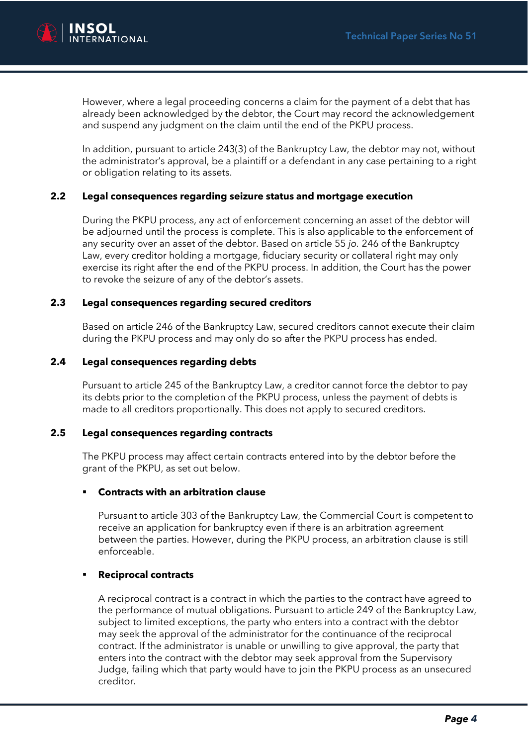However, where a legal proceeding concerns a claim for the payment of a debt that has already been acknowledged by the debtor, the Court may record the acknowledgement and suspend any judgment on the claim until the end of the PKPU process.

In addition, pursuant to article 243(3) of the Bankruptcy Law, the debtor may not, without the administrator's approval, be a plaintiff or a defendant in any case pertaining to a right or obligation relating to its assets.

### 2.2 Legal consequences regarding seizure status and mortgage execution

During the PKPU process, any act of enforcement concerning an asset of the debtor will be adjourned until the process is complete. This is also applicable to the enforcement of any security over an asset of the debtor. Based on article 55 *jo.* 246 of the Bankruptcy Law, every creditor holding a mortgage, fiduciary security or collateral right may only exercise its right after the end of the PKPU process. In addition, the Court has the power to revoke the seizure of any of the debtor's assets.

### 2.3 Legal consequences regarding secured creditors

Based on article 246 of the Bankruptcy Law, secured creditors cannot execute their claim during the PKPU process and may only do so after the PKPU process has ended.

### 2.4 Legal consequences regarding debts

Pursuant to article 245 of the Bankruptcy Law, a creditor cannot force the debtor to pay its debts prior to the completion of the PKPU process, unless the payment of debts is made to all creditors proportionally. This does not apply to secured creditors.

### 2.5 Legal consequences regarding contracts

The PKPU process may affect certain contracts entered into by the debtor before the grant of the PKPU, as set out below.

- **Contracts with an arbitration clause**

  Pursuant to article 303 of the Bankruptcy Law, the Commercial Court is competent to receive an application for bankruptcy even if there is an arbitration agreement between the parties. However, during the PKPU process, an arbitration clause is still enforceable.

- **Reciprocal contracts**

  A reciprocal contract is a contract in which the parties to the contract have agreed to the performance of mutual obligations. Pursuant to article 249 of the Bankruptcy Law, subject to limited exceptions, the party who enters into a contract with the debtor may seek the approval of the administrator for the continuance of the reciprocal contract. If the administrator is unable or unwilling to give approval, the party that enters into the contract with the debtor may seek approval from the Supervisory Judge, failing which that party would have to join the PKPU process as an unsecured creditor.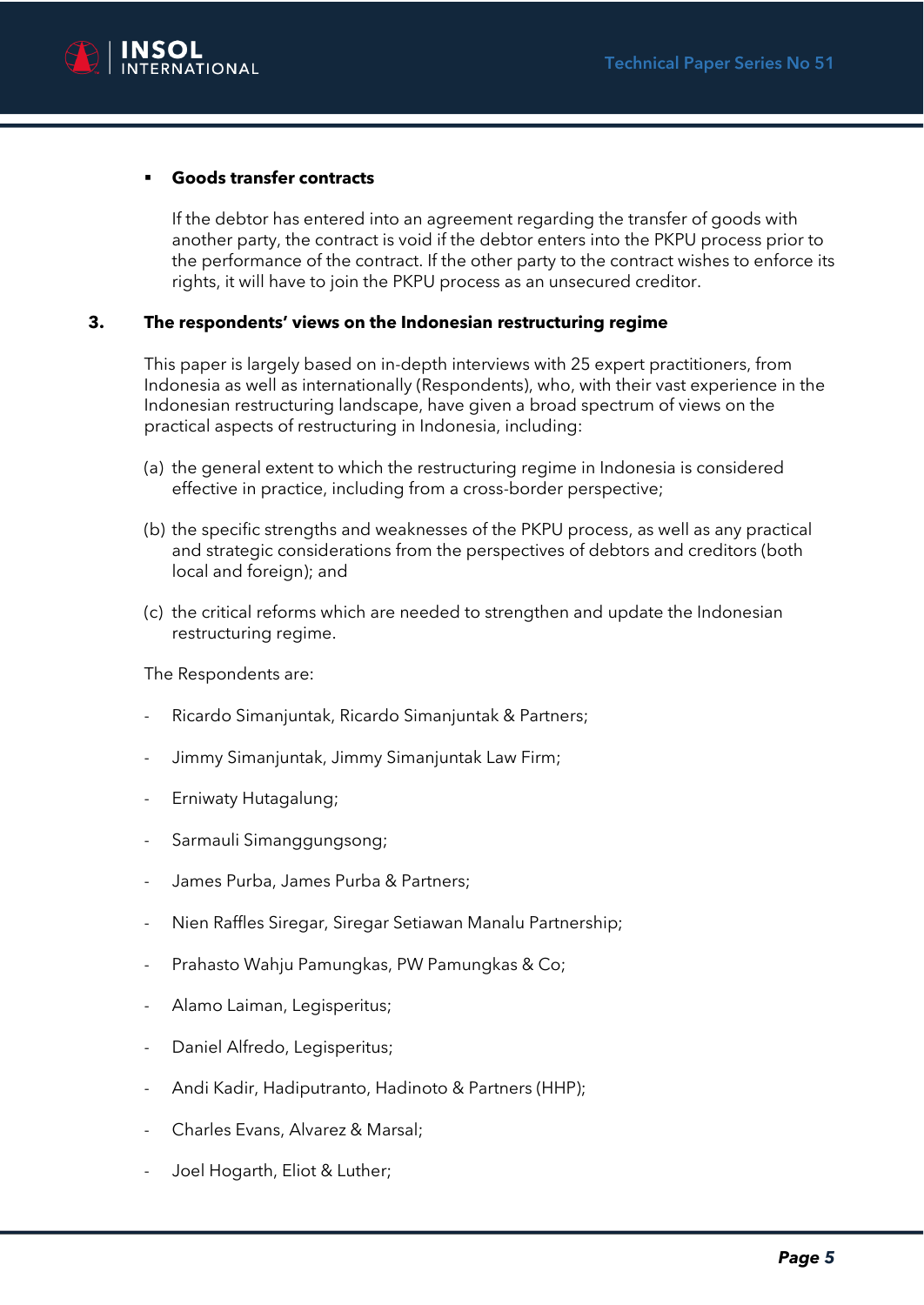- **Goods transfer contracts**

  If the debtor has entered into an agreement regarding the transfer of goods with another party, the contract is void if the debtor enters into the PKPU process prior to the performance of the contract. If the other party to the contract wishes to enforce its rights, it will have to join the PKPU process as an unsecured creditor.

## 3. The respondents' views on the Indonesian restructuring regime

This paper is largely based on in-depth interviews with 25 expert practitioners, from Indonesia as well as internationally (Respondents), who, with their vast experience in the Indonesian restructuring landscape, have given a broad spectrum of views on the practical aspects of restructuring in Indonesia, including:

(a) the general extent to which the restructuring regime in Indonesia is considered effective in practice, including from a cross-border perspective;

(b) the specific strengths and weaknesses of the PKPU process, as well as any practical and strategic considerations from the perspectives of debtors and creditors (both local and foreign); and

(c) the critical reforms which are needed to strengthen and update the Indonesian restructuring regime.

The Respondents are:

- Ricardo Simanjuntak, Ricardo Simanjuntak & Partners;
- Jimmy Simanjuntak, Jimmy Simanjuntak Law Firm;
- Erniwaty Hutagalung;
- Sarmauli Simanggungsong;
- James Purba, James Purba & Partners;
- Nien Raffles Siregar, Siregar Setiawan Manalu Partnership;
- Prahasto Wahju Pamungkas, PW Pamungkas & Co;
- Alamo Laiman, Legisperitus;
- Daniel Alfredo, Legisperitus;
- Andi Kadir, Hadiputranto, Hadinoto & Partners (HHP);
- Charles Evans, Alvarez & Marsal;
- Joel Hogarth, Eliot & Luther;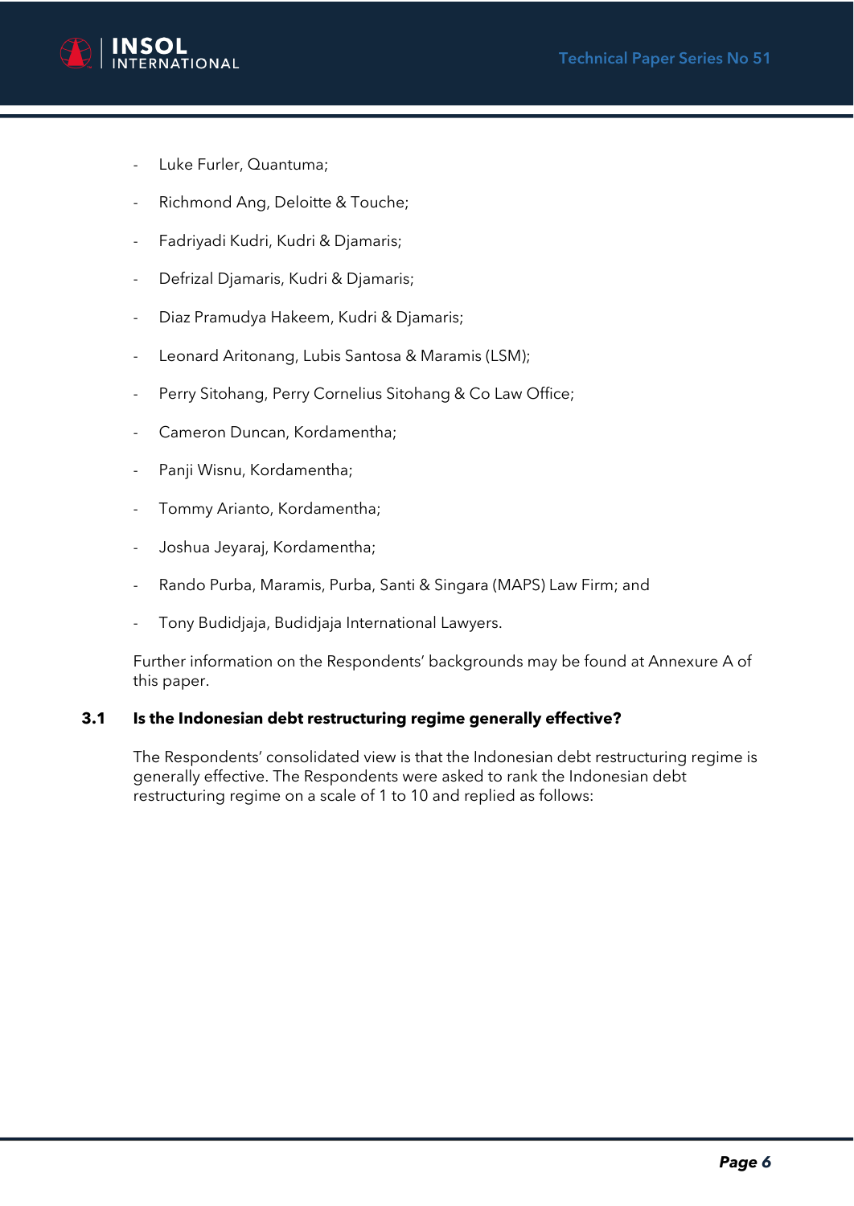- Luke Furler, Quantuma;
- Richmond Ang, Deloitte & Touche;
- Fadriyadi Kudri, Kudri & Djamaris;
- Defrizal Djamaris, Kudri & Djamaris;
- Diaz Pramudya Hakeem, Kudri & Djamaris;
- Leonard Aritonang, Lubis Santosa & Maramis (LSM);
- Perry Sitohang, Perry Cornelius Sitohang & Co Law Office;
- Cameron Duncan, Kordamentha;
- Panji Wisnu, Kordamentha;
- Tommy Arianto, Kordamentha;
- Joshua Jeyaraj, Kordamentha;
- Rando Purba, Maramis, Purba, Santi & Singara (MAPS) Law Firm; and
- Tony Budidjaja, Budidjaja International Lawyers.

Further information on the Respondents' backgrounds may be found at Annexure A of this paper.

### 3.1 Is the Indonesian debt restructuring regime generally effective?

The Respondents' consolidated view is that the Indonesian debt restructuring regime is generally effective. The Respondents were asked to rank the Indonesian debt restructuring regime on a scale of 1 to 10 and replied as follows: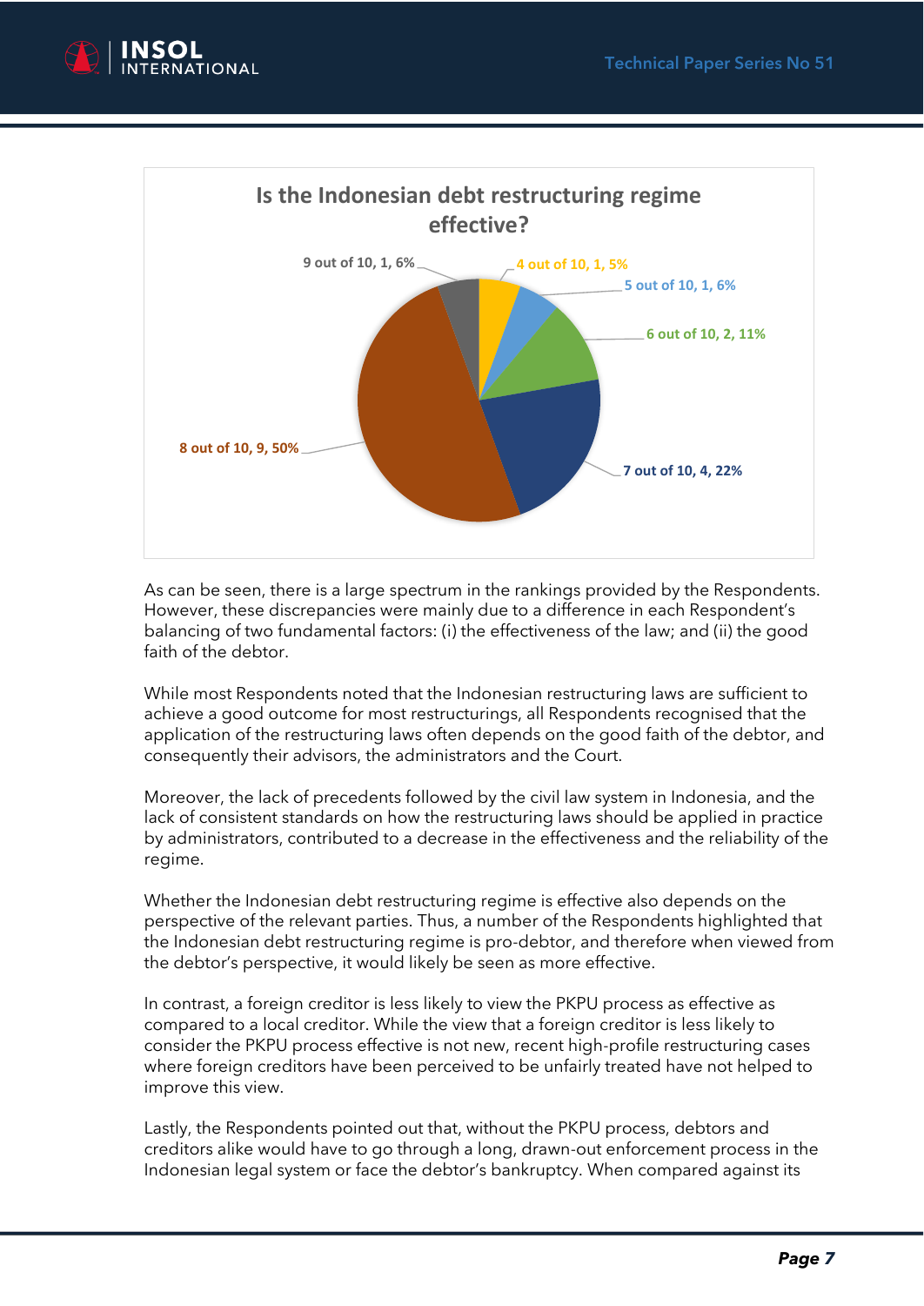**Is the Indonesian debt restructuring regime effective?**

| Rating | Count | Percentage |
| --- | --- | --- |
| 4 out of 10 | 1 | 5% |
| 5 out of 10 | 1 | 6% |
| 6 out of 10 | 2 | 11% |
| 7 out of 10 | 4 | 22% |
| 8 out of 10 | 9 | 50% |
| 9 out of 10 | 1 | 6% |

As can be seen, there is a large spectrum in the rankings provided by the Respondents. However, these discrepancies were mainly due to a difference in each Respondent's balancing of two fundamental factors: (i) the effectiveness of the law; and (ii) the good faith of the debtor.

While most Respondents noted that the Indonesian restructuring laws are sufficient to achieve a good outcome for most restructurings, all Respondents recognised that the application of the restructuring laws often depends on the good faith of the debtor, and consequently their advisors, the administrators and the Court.

Moreover, the lack of precedents followed by the civil law system in Indonesia, and the lack of consistent standards on how the restructuring laws should be applied in practice by administrators, contributed to a decrease in the effectiveness and the reliability of the regime.

Whether the Indonesian debt restructuring regime is effective also depends on the perspective of the relevant parties. Thus, a number of the Respondents highlighted that the Indonesian debt restructuring regime is pro-debtor, and therefore when viewed from the debtor's perspective, it would likely be seen as more effective.

In contrast, a foreign creditor is less likely to view the PKPU process as effective as compared to a local creditor. While the view that a foreign creditor is less likely to consider the PKPU process effective is not new, recent high-profile restructuring cases where foreign creditors have been perceived to be unfairly treated have not helped to improve this view.

Lastly, the Respondents pointed out that, without the PKPU process, debtors and creditors alike would have to go through a long, drawn-out enforcement process in the Indonesian legal system or face the debtor's bankruptcy. When compared against its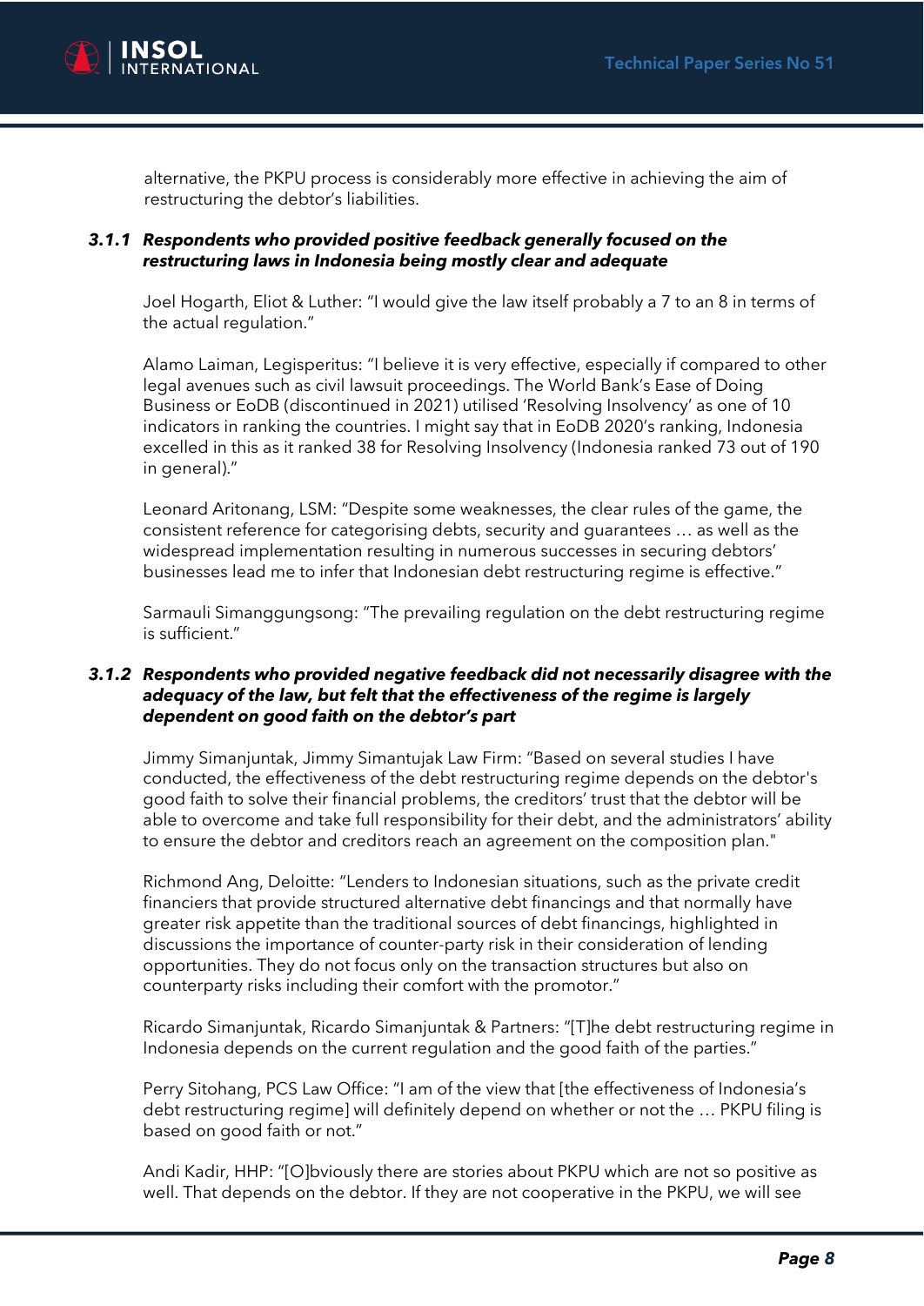alternative, the PKPU process is considerably more effective in achieving the aim of restructuring the debtor's liabilities.

### *3.1.1 Respondents who provided positive feedback generally focused on the restructuring laws in Indonesia being mostly clear and adequate*

Joel Hogarth, Eliot & Luther: "I would give the law itself probably a 7 to an 8 in terms of the actual regulation."

Alamo Laiman, Legisperitus: "I believe it is very effective, especially if compared to other legal avenues such as civil lawsuit proceedings. The World Bank's Ease of Doing Business or EoDB (discontinued in 2021) utilised 'Resolving Insolvency' as one of 10 indicators in ranking the countries. I might say that in EoDB 2020's ranking, Indonesia excelled in this as it ranked 38 for Resolving Insolvency (Indonesia ranked 73 out of 190 in general)."

Leonard Aritonang, LSM: "Despite some weaknesses, the clear rules of the game, the consistent reference for categorising debts, security and guarantees … as well as the widespread implementation resulting in numerous successes in securing debtors' businesses lead me to infer that Indonesian debt restructuring regime is effective."

Sarmauli Simanggungsong: "The prevailing regulation on the debt restructuring regime is sufficient."

### *3.1.2 Respondents who provided negative feedback did not necessarily disagree with the adequacy of the law, but felt that the effectiveness of the regime is largely dependent on good faith on the debtor's part*

Jimmy Simanjuntak, Jimmy Simantujak Law Firm: "Based on several studies I have conducted, the effectiveness of the debt restructuring regime depends on the debtor's good faith to solve their financial problems, the creditors' trust that the debtor will be able to overcome and take full responsibility for their debt, and the administrators' ability to ensure the debtor and creditors reach an agreement on the composition plan."

Richmond Ang, Deloitte: "Lenders to Indonesian situations, such as the private credit financiers that provide structured alternative debt financings and that normally have greater risk appetite than the traditional sources of debt financings, highlighted in discussions the importance of counter-party risk in their consideration of lending opportunities. They do not focus only on the transaction structures but also on counterparty risks including their comfort with the promotor."

Ricardo Simanjuntak, Ricardo Simanjuntak & Partners: "[T]he debt restructuring regime in Indonesia depends on the current regulation and the good faith of the parties."

Perry Sitohang, PCS Law Office: "I am of the view that [the effectiveness of Indonesia's debt restructuring regime] will definitely depend on whether or not the … PKPU filing is based on good faith or not."

Andi Kadir, HHP: "[O]bviously there are stories about PKPU which are not so positive as well. That depends on the debtor. If they are not cooperative in the PKPU, we will see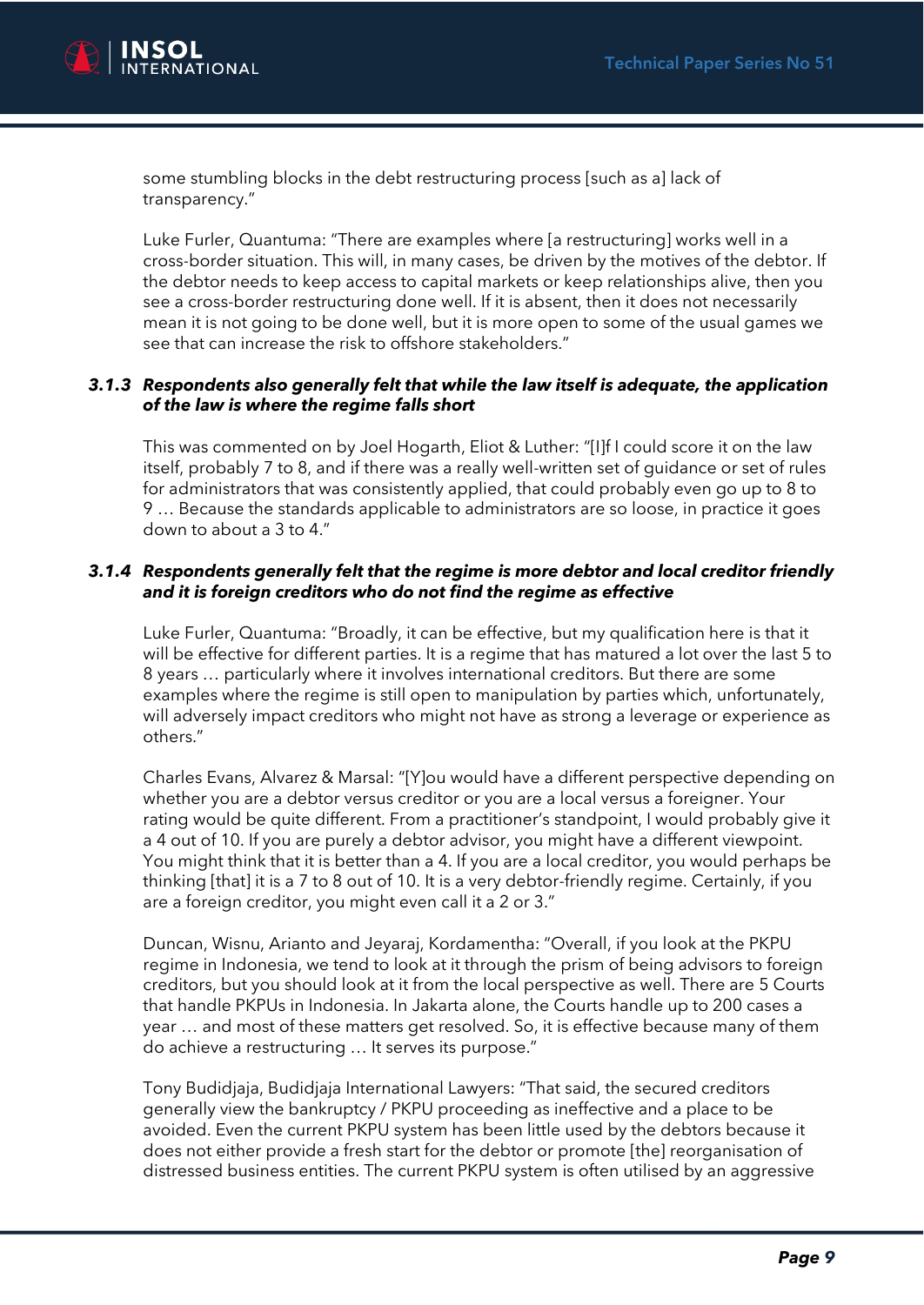some stumbling blocks in the debt restructuring process [such as a] lack of transparency."

Luke Furler, Quantuma: "There are examples where [a restructuring] works well in a cross-border situation. This will, in many cases, be driven by the motives of the debtor. If the debtor needs to keep access to capital markets or keep relationships alive, then you see a cross-border restructuring done well. If it is absent, then it does not necessarily mean it is not going to be done well, but it is more open to some of the usual games we see that can increase the risk to offshore stakeholders."

### *3.1.3 Respondents also generally felt that while the law itself is adequate, the application of the law is where the regime falls short*

This was commented on by Joel Hogarth, Eliot & Luther: "[I]f I could score it on the law itself, probably 7 to 8, and if there was a really well-written set of guidance or set of rules for administrators that was consistently applied, that could probably even go up to 8 to 9 … Because the standards applicable to administrators are so loose, in practice it goes down to about a 3 to 4."

### *3.1.4 Respondents generally felt that the regime is more debtor and local creditor friendly and it is foreign creditors who do not find the regime as effective*

Luke Furler, Quantuma: "Broadly, it can be effective, but my qualification here is that it will be effective for different parties. It is a regime that has matured a lot over the last 5 to 8 years … particularly where it involves international creditors. But there are some examples where the regime is still open to manipulation by parties which, unfortunately, will adversely impact creditors who might not have as strong a leverage or experience as others."

Charles Evans, Alvarez & Marsal: "[Y]ou would have a different perspective depending on whether you are a debtor versus creditor or you are a local versus a foreigner. Your rating would be quite different. From a practitioner's standpoint, I would probably give it a 4 out of 10. If you are purely a debtor advisor, you might have a different viewpoint. You might think that it is better than a 4. If you are a local creditor, you would perhaps be thinking [that] it is a 7 to 8 out of 10. It is a very debtor-friendly regime. Certainly, if you are a foreign creditor, you might even call it a 2 or 3."

Duncan, Wisnu, Arianto and Jeyaraj, Kordamentha: "Overall, if you look at the PKPU regime in Indonesia, we tend to look at it through the prism of being advisors to foreign creditors, but you should look at it from the local perspective as well. There are 5 Courts that handle PKPUs in Indonesia. In Jakarta alone, the Courts handle up to 200 cases a year … and most of these matters get resolved. So, it is effective because many of them do achieve a restructuring … It serves its purpose."

Tony Budidjaja, Budidjaja International Lawyers: "That said, the secured creditors generally view the bankruptcy / PKPU proceeding as ineffective and a place to be avoided. Even the current PKPU system has been little used by the debtors because it does not either provide a fresh start for the debtor or promote [the] reorganisation of distressed business entities. The current PKPU system is often utilised by an aggressive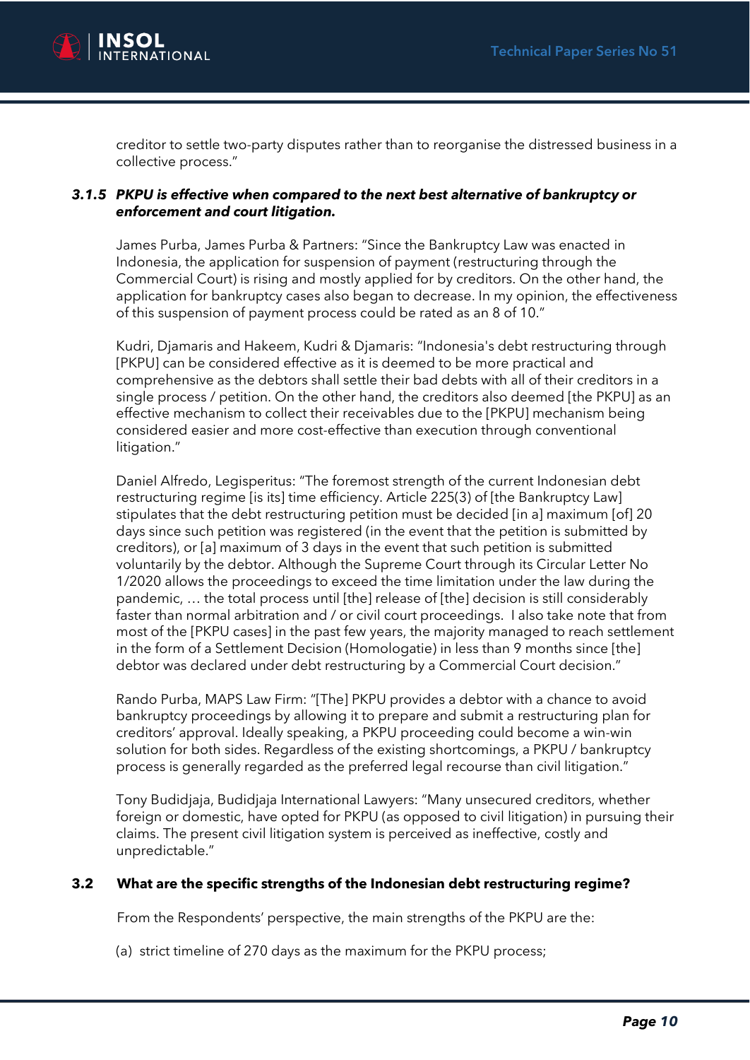creditor to settle two-party disputes rather than to reorganise the distressed business in a collective process."

### *3.1.5 PKPU is effective when compared to the next best alternative of bankruptcy or enforcement and court litigation.*

James Purba, James Purba & Partners: "Since the Bankruptcy Law was enacted in Indonesia, the application for suspension of payment (restructuring through the Commercial Court) is rising and mostly applied for by creditors. On the other hand, the application for bankruptcy cases also began to decrease. In my opinion, the effectiveness of this suspension of payment process could be rated as an 8 of 10."

Kudri, Djamaris and Hakeem, Kudri & Djamaris: "Indonesia's debt restructuring through [PKPU] can be considered effective as it is deemed to be more practical and comprehensive as the debtors shall settle their bad debts with all of their creditors in a single process / petition. On the other hand, the creditors also deemed [the PKPU] as an effective mechanism to collect their receivables due to the [PKPU] mechanism being considered easier and more cost-effective than execution through conventional litigation."

Daniel Alfredo, Legisperitus: "The foremost strength of the current Indonesian debt restructuring regime [is its] time efficiency. Article 225(3) of [the Bankruptcy Law] stipulates that the debt restructuring petition must be decided [in a] maximum [of] 20 days since such petition was registered (in the event that the petition is submitted by creditors), or [a] maximum of 3 days in the event that such petition is submitted voluntarily by the debtor. Although the Supreme Court through its Circular Letter No 1/2020 allows the proceedings to exceed the time limitation under the law during the pandemic, … the total process until [the] release of [the] decision is still considerably faster than normal arbitration and / or civil court proceedings. I also take note that from most of the [PKPU cases] in the past few years, the majority managed to reach settlement in the form of a Settlement Decision (Homologatie) in less than 9 months since [the] debtor was declared under debt restructuring by a Commercial Court decision."

Rando Purba, MAPS Law Firm: "[The] PKPU provides a debtor with a chance to avoid bankruptcy proceedings by allowing it to prepare and submit a restructuring plan for creditors' approval. Ideally speaking, a PKPU proceeding could become a win-win solution for both sides. Regardless of the existing shortcomings, a PKPU / bankruptcy process is generally regarded as the preferred legal recourse than civil litigation."

Tony Budidjaja, Budidjaja International Lawyers: "Many unsecured creditors, whether foreign or domestic, have opted for PKPU (as opposed to civil litigation) in pursuing their claims. The present civil litigation system is perceived as ineffective, costly and unpredictable."

### 3.2 What are the specific strengths of the Indonesian debt restructuring regime?

From the Respondents' perspective, the main strengths of the PKPU are the:

(a) strict timeline of 270 days as the maximum for the PKPU process;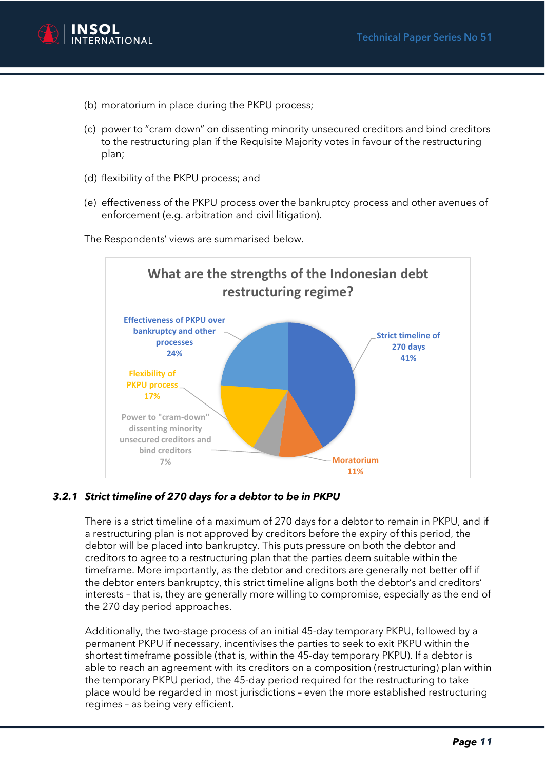(b) moratorium in place during the PKPU process;

(c) power to "cram down" on dissenting minority unsecured creditors and bind creditors to the restructuring plan if the Requisite Majority votes in favour of the restructuring plan;

(d) flexibility of the PKPU process; and

(e) effectiveness of the PKPU process over the bankruptcy process and other avenues of enforcement (e.g. arbitration and civil litigation).

The Respondents' views are summarised below.

**What are the strengths of the Indonesian debt restructuring regime?**

| Strength | Percentage |
| --- | --- |
| Strict timeline of 270 days | 41% |
| Moratorium | 11% |
| Power to "cram-down" dissenting minority unsecured creditors and bind creditors | 7% |
| Flexibility of PKPU process | 17% |
| Effectiveness of PKPU over bankruptcy and other processes | 24% |

### *3.2.1 Strict timeline of 270 days for a debtor to be in PKPU*

There is a strict timeline of a maximum of 270 days for a debtor to remain in PKPU, and if a restructuring plan is not approved by creditors before the expiry of this period, the debtor will be placed into bankruptcy. This puts pressure on both the debtor and creditors to agree to a restructuring plan that the parties deem suitable within the timeframe. More importantly, as the debtor and creditors are generally not better off if the debtor enters bankruptcy, this strict timeline aligns both the debtor's and creditors' interests – that is, they are generally more willing to compromise, especially as the end of the 270 day period approaches.

Additionally, the two-stage process of an initial 45-day temporary PKPU, followed by a permanent PKPU if necessary, incentivises the parties to seek to exit PKPU within the shortest timeframe possible (that is, within the 45-day temporary PKPU). If a debtor is able to reach an agreement with its creditors on a composition (restructuring) plan within the temporary PKPU period, the 45-day period required for the restructuring to take place would be regarded in most jurisdictions – even the more established restructuring regimes – as being very efficient.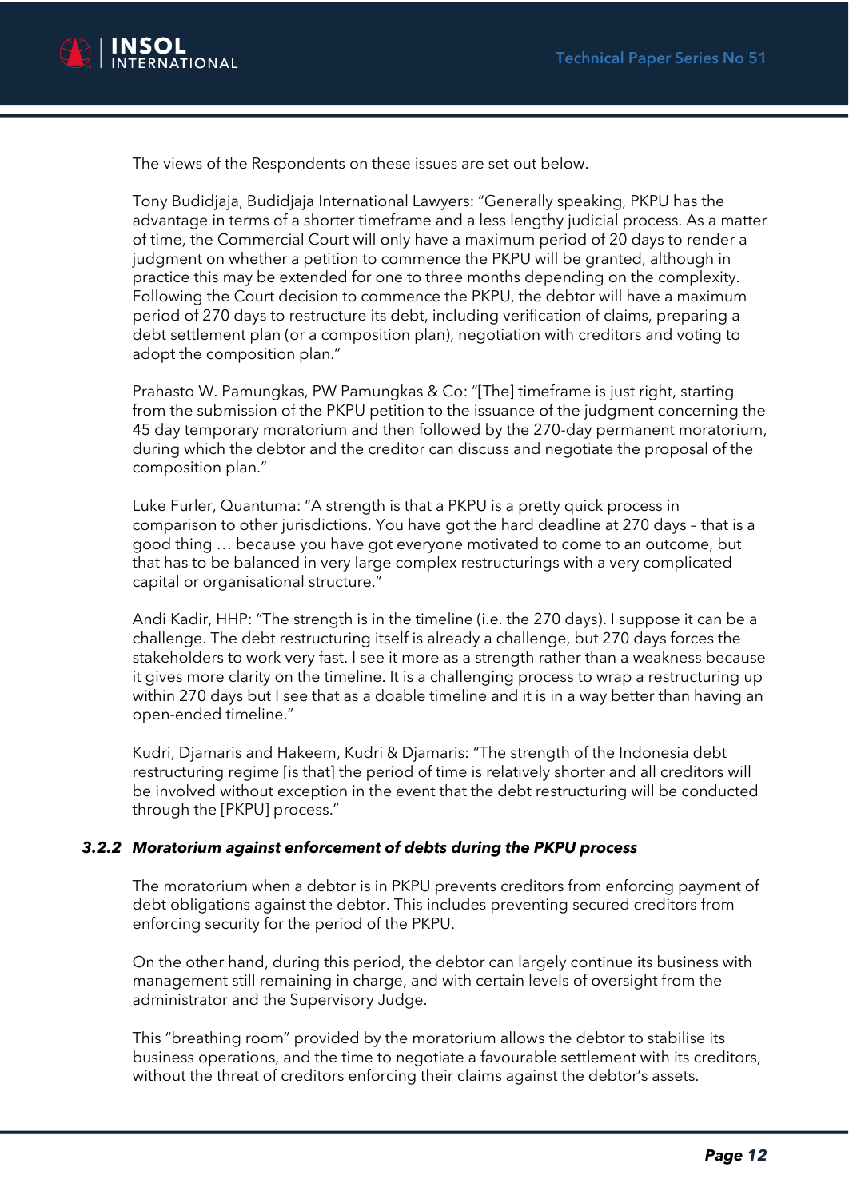The views of the Respondents on these issues are set out below.

Tony Budidjaja, Budidjaja International Lawyers: "Generally speaking, PKPU has the advantage in terms of a shorter timeframe and a less lengthy judicial process. As a matter of time, the Commercial Court will only have a maximum period of 20 days to render a judgment on whether a petition to commence the PKPU will be granted, although in practice this may be extended for one to three months depending on the complexity. Following the Court decision to commence the PKPU, the debtor will have a maximum period of 270 days to restructure its debt, including verification of claims, preparing a debt settlement plan (or a composition plan), negotiation with creditors and voting to adopt the composition plan."

Prahasto W. Pamungkas, PW Pamungkas & Co: "[The] timeframe is just right, starting from the submission of the PKPU petition to the issuance of the judgment concerning the 45 day temporary moratorium and then followed by the 270-day permanent moratorium, during which the debtor and the creditor can discuss and negotiate the proposal of the composition plan."

Luke Furler, Quantuma: "A strength is that a PKPU is a pretty quick process in comparison to other jurisdictions. You have got the hard deadline at 270 days – that is a good thing … because you have got everyone motivated to come to an outcome, but that has to be balanced in very large complex restructurings with a very complicated capital or organisational structure."

Andi Kadir, HHP: "The strength is in the timeline (i.e. the 270 days). I suppose it can be a challenge. The debt restructuring itself is already a challenge, but 270 days forces the stakeholders to work very fast. I see it more as a strength rather than a weakness because it gives more clarity on the timeline. It is a challenging process to wrap a restructuring up within 270 days but I see that as a doable timeline and it is in a way better than having an open-ended timeline."

Kudri, Djamaris and Hakeem, Kudri & Djamaris: "The strength of the Indonesia debt restructuring regime [is that] the period of time is relatively shorter and all creditors will be involved without exception in the event that the debt restructuring will be conducted through the [PKPU] process."

### *3.2.2 Moratorium against enforcement of debts during the PKPU process*

The moratorium when a debtor is in PKPU prevents creditors from enforcing payment of debt obligations against the debtor. This includes preventing secured creditors from enforcing security for the period of the PKPU.

On the other hand, during this period, the debtor can largely continue its business with management still remaining in charge, and with certain levels of oversight from the administrator and the Supervisory Judge.

This "breathing room" provided by the moratorium allows the debtor to stabilise its business operations, and the time to negotiate a favourable settlement with its creditors, without the threat of creditors enforcing their claims against the debtor's assets.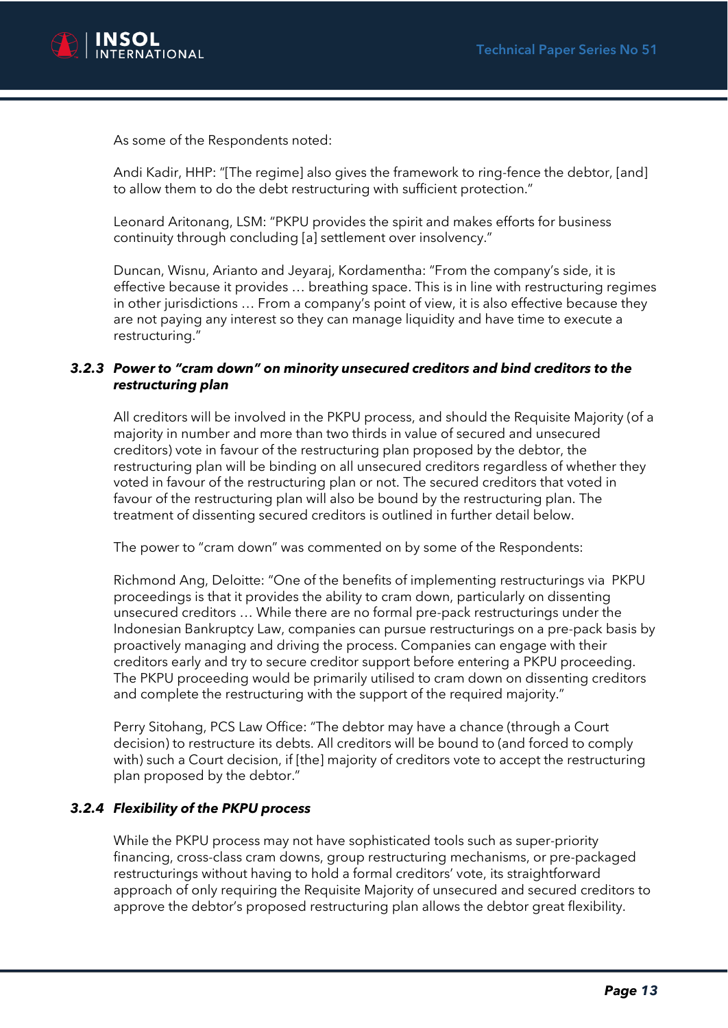As some of the Respondents noted:

Andi Kadir, HHP: "[The regime] also gives the framework to ring-fence the debtor, [and] to allow them to do the debt restructuring with sufficient protection."

Leonard Aritonang, LSM: "PKPU provides the spirit and makes efforts for business continuity through concluding [a] settlement over insolvency."

Duncan, Wisnu, Arianto and Jeyaraj, Kordamentha: "From the company's side, it is effective because it provides … breathing space. This is in line with restructuring regimes in other jurisdictions … From a company's point of view, it is also effective because they are not paying any interest so they can manage liquidity and have time to execute a restructuring."

#### *3.2.3 Power to "cram down" on minority unsecured creditors and bind creditors to the restructuring plan*

All creditors will be involved in the PKPU process, and should the Requisite Majority (of a majority in number and more than two thirds in value of secured and unsecured creditors) vote in favour of the restructuring plan proposed by the debtor, the restructuring plan will be binding on all unsecured creditors regardless of whether they voted in favour of the restructuring plan or not. The secured creditors that voted in favour of the restructuring plan will also be bound by the restructuring plan. The treatment of dissenting secured creditors is outlined in further detail below.

The power to "cram down" was commented on by some of the Respondents:

Richmond Ang, Deloitte: "One of the benefits of implementing restructurings via PKPU proceedings is that it provides the ability to cram down, particularly on dissenting unsecured creditors … While there are no formal pre-pack restructurings under the Indonesian Bankruptcy Law, companies can pursue restructurings on a pre-pack basis by proactively managing and driving the process. Companies can engage with their creditors early and try to secure creditor support before entering a PKPU proceeding. The PKPU proceeding would be primarily utilised to cram down on dissenting creditors and complete the restructuring with the support of the required majority."

Perry Sitohang, PCS Law Office: "The debtor may have a chance (through a Court decision) to restructure its debts. All creditors will be bound to (and forced to comply with) such a Court decision, if [the] majority of creditors vote to accept the restructuring plan proposed by the debtor."

#### *3.2.4 Flexibility of the PKPU process*

While the PKPU process may not have sophisticated tools such as super-priority financing, cross-class cram downs, group restructuring mechanisms, or pre-packaged restructurings without having to hold a formal creditors' vote, its straightforward approach of only requiring the Requisite Majority of unsecured and secured creditors to approve the debtor's proposed restructuring plan allows the debtor great flexibility.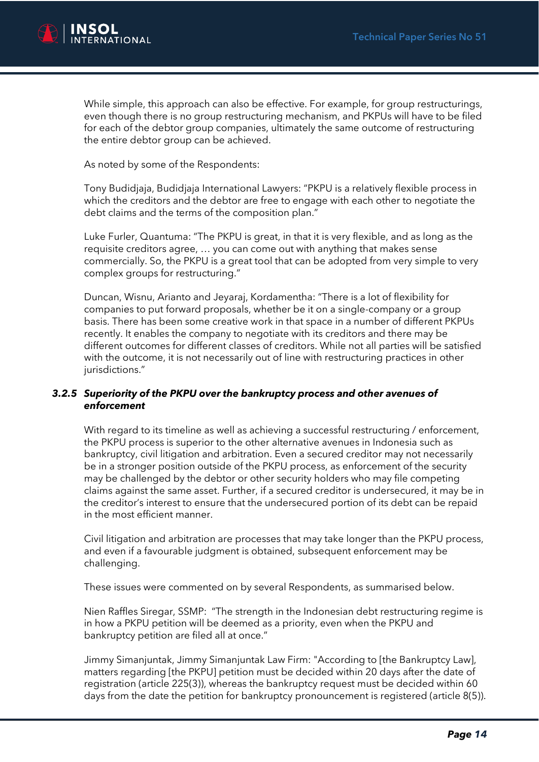While simple, this approach can also be effective. For example, for group restructurings, even though there is no group restructuring mechanism, and PKPUs will have to be filed for each of the debtor group companies, ultimately the same outcome of restructuring the entire debtor group can be achieved.

As noted by some of the Respondents:

Tony Budidjaja, Budidjaja International Lawyers: "PKPU is a relatively flexible process in which the creditors and the debtor are free to engage with each other to negotiate the debt claims and the terms of the composition plan."

Luke Furler, Quantuma: "The PKPU is great, in that it is very flexible, and as long as the requisite creditors agree, … you can come out with anything that makes sense commercially. So, the PKPU is a great tool that can be adopted from very simple to very complex groups for restructuring."

Duncan, Wisnu, Arianto and Jeyaraj, Kordamentha: "There is a lot of flexibility for companies to put forward proposals, whether be it on a single-company or a group basis. There has been some creative work in that space in a number of different PKPUs recently. It enables the company to negotiate with its creditors and there may be different outcomes for different classes of creditors. While not all parties will be satisfied with the outcome, it is not necessarily out of line with restructuring practices in other jurisdictions."

#### 3.2.5 *Superiority of the PKPU over the bankruptcy process and other avenues of enforcement*

With regard to its timeline as well as achieving a successful restructuring / enforcement, the PKPU process is superior to the other alternative avenues in Indonesia such as bankruptcy, civil litigation and arbitration. Even a secured creditor may not necessarily be in a stronger position outside of the PKPU process, as enforcement of the security may be challenged by the debtor or other security holders who may file competing claims against the same asset. Further, if a secured creditor is undersecured, it may be in the creditor's interest to ensure that the undersecured portion of its debt can be repaid in the most efficient manner.

Civil litigation and arbitration are processes that may take longer than the PKPU process, and even if a favourable judgment is obtained, subsequent enforcement may be challenging.

These issues were commented on by several Respondents, as summarised below.

Nien Raffles Siregar, SSMP: "The strength in the Indonesian debt restructuring regime is in how a PKPU petition will be deemed as a priority, even when the PKPU and bankruptcy petition are filed all at once."

Jimmy Simanjuntak, Jimmy Simanjuntak Law Firm: "According to [the Bankruptcy Law], matters regarding [the PKPU] petition must be decided within 20 days after the date of registration (article 225(3)), whereas the bankruptcy request must be decided within 60 days from the date the petition for bankruptcy pronouncement is registered (article 8(5)).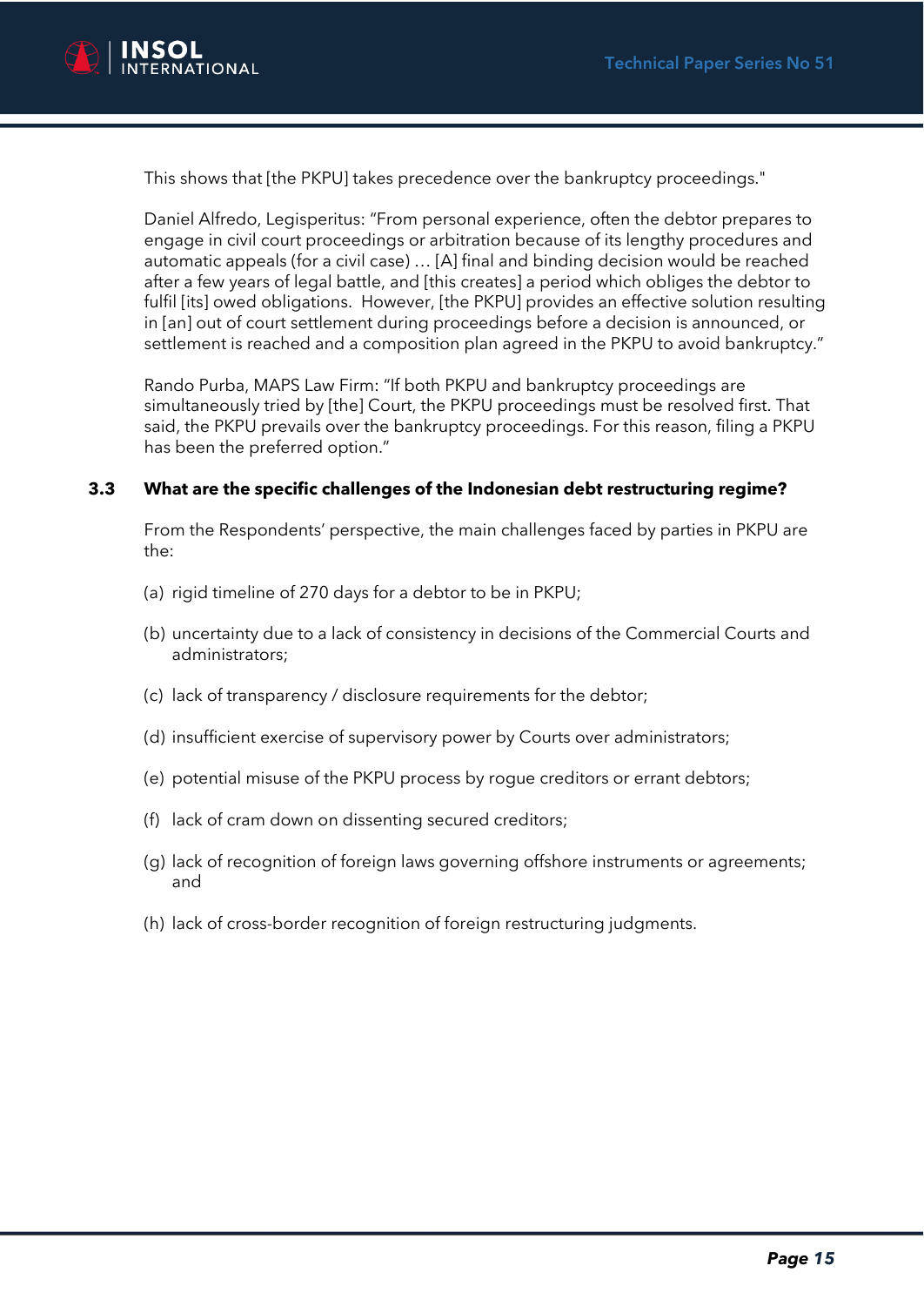This shows that [the PKPU] takes precedence over the bankruptcy proceedings."

Daniel Alfredo, Legisperitus: "From personal experience, often the debtor prepares to engage in civil court proceedings or arbitration because of its lengthy procedures and automatic appeals (for a civil case) … [A] final and binding decision would be reached after a few years of legal battle, and [this creates] a period which obliges the debtor to fulfil [its] owed obligations. However, [the PKPU] provides an effective solution resulting in [an] out of court settlement during proceedings before a decision is announced, or settlement is reached and a composition plan agreed in the PKPU to avoid bankruptcy."

Rando Purba, MAPS Law Firm: "If both PKPU and bankruptcy proceedings are simultaneously tried by [the] Court, the PKPU proceedings must be resolved first. That said, the PKPU prevails over the bankruptcy proceedings. For this reason, filing a PKPU has been the preferred option."

### 3.3 What are the specific challenges of the Indonesian debt restructuring regime?

From the Respondents' perspective, the main challenges faced by parties in PKPU are the:

(a) rigid timeline of 270 days for a debtor to be in PKPU;

(b) uncertainty due to a lack of consistency in decisions of the Commercial Courts and administrators;

(c) lack of transparency / disclosure requirements for the debtor;

(d) insufficient exercise of supervisory power by Courts over administrators;

(e) potential misuse of the PKPU process by rogue creditors or errant debtors;

(f) lack of cram down on dissenting secured creditors;

(g) lack of recognition of foreign laws governing offshore instruments or agreements; and

(h) lack of cross-border recognition of foreign restructuring judgments.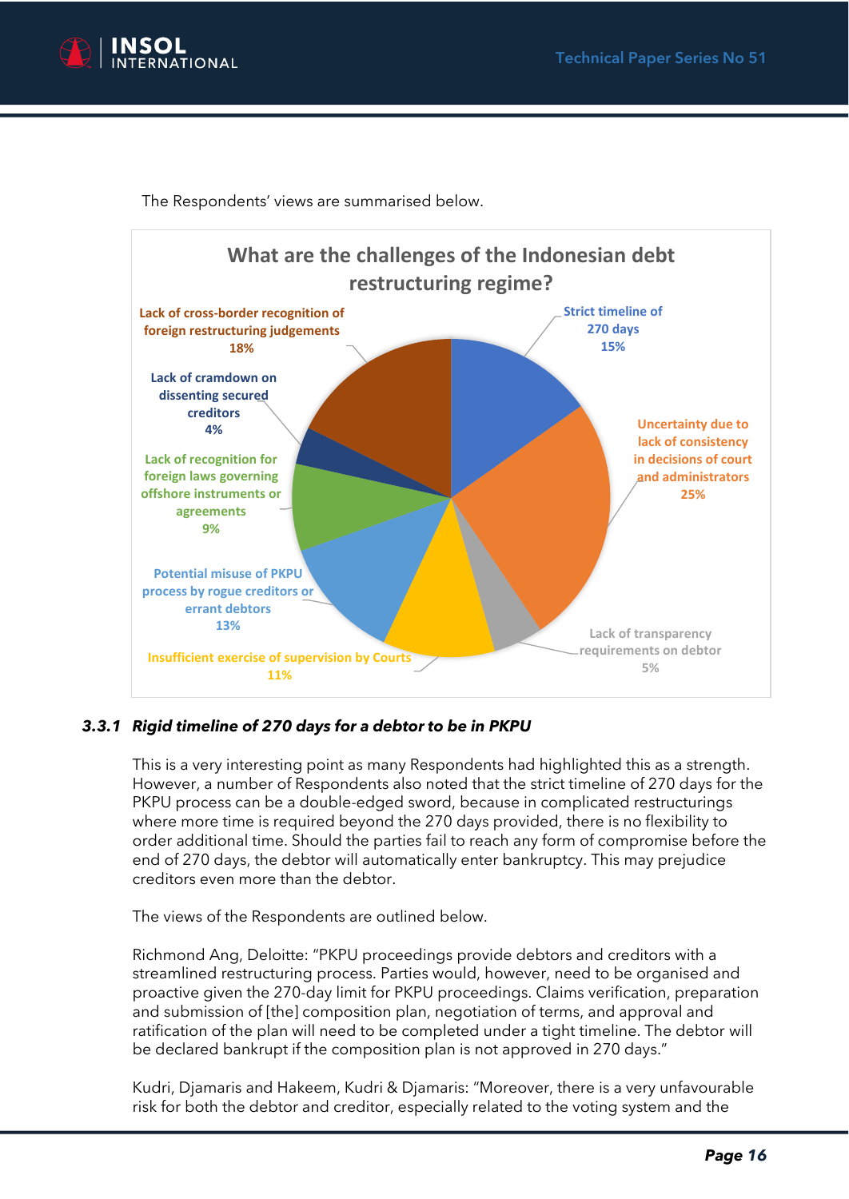The Respondents' views are summarised below.

**What are the challenges of the Indonesian debt restructuring regime?**

| Challenge | Percentage |
|---|---|
| Strict timeline of 270 days | 15% |
| Uncertainty due to lack of consistency in decisions of court and administrators | 25% |
| Lack of transparency requirements on debtor | 5% |
| Insufficient exercise of supervision by Courts | 11% |
| Potential misuse of PKPU process by rogue creditors or errant debtors | 13% |
| Lack of recognition for foreign laws governing offshore instruments or agreements | 9% |
| Lack of cramdown on dissenting secured creditors | 4% |
| Lack of cross-border recognition of foreign restructuring judgements | 18% |

### 3.3.1 *Rigid timeline of 270 days for a debtor to be in PKPU*

This is a very interesting point as many Respondents had highlighted this as a strength. However, a number of Respondents also noted that the strict timeline of 270 days for the PKPU process can be a double-edged sword, because in complicated restructurings where more time is required beyond the 270 days provided, there is no flexibility to order additional time. Should the parties fail to reach any form of compromise before the end of 270 days, the debtor will automatically enter bankruptcy. This may prejudice creditors even more than the debtor.

The views of the Respondents are outlined below.

Richmond Ang, Deloitte: "PKPU proceedings provide debtors and creditors with a streamlined restructuring process. Parties would, however, need to be organised and proactive given the 270-day limit for PKPU proceedings. Claims verification, preparation and submission of [the] composition plan, negotiation of terms, and approval and ratification of the plan will need to be completed under a tight timeline. The debtor will be declared bankrupt if the composition plan is not approved in 270 days."

Kudri, Djamaris and Hakeem, Kudri & Djamaris: "Moreover, there is a very unfavourable risk for both the debtor and creditor, especially related to the voting system and the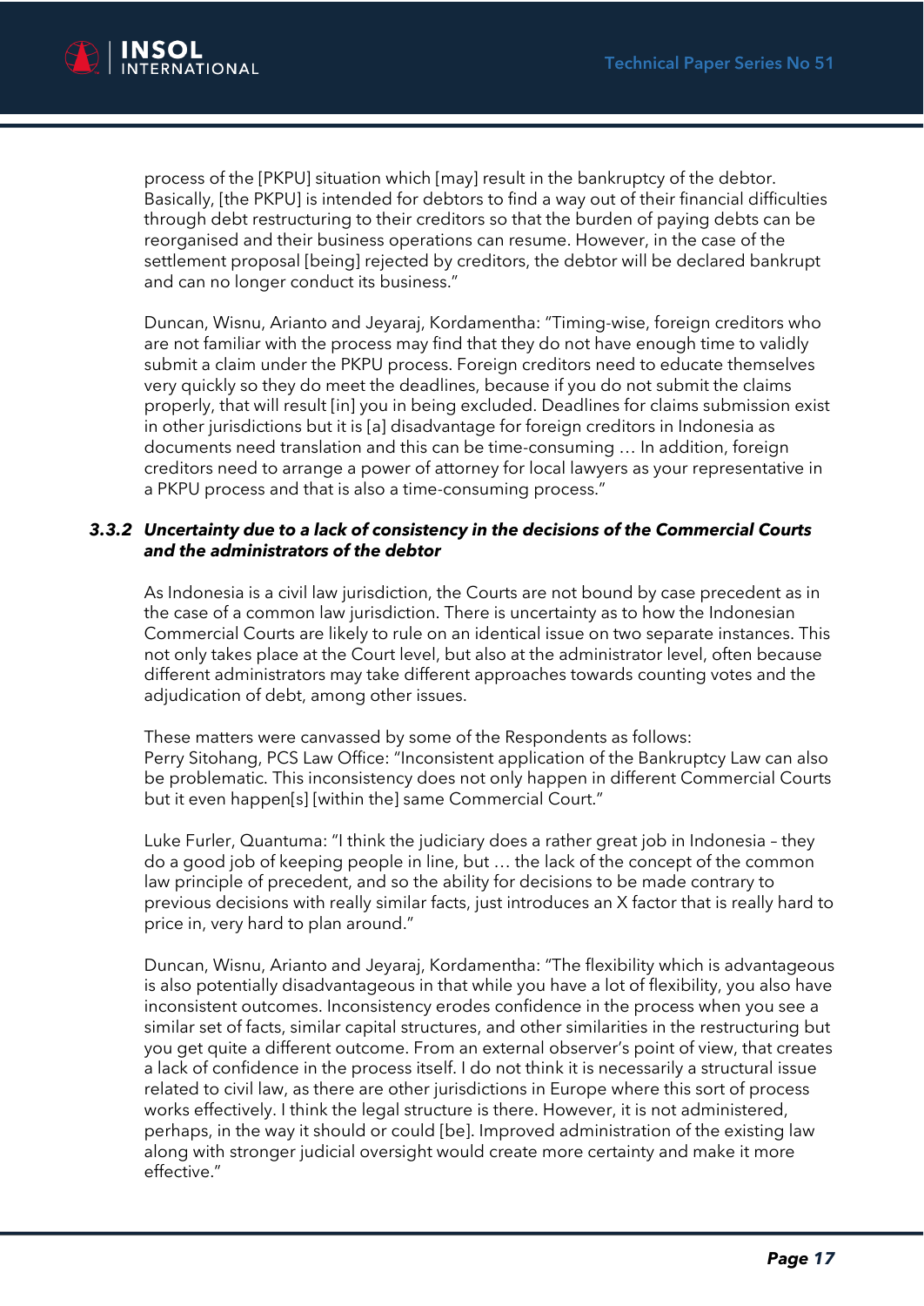process of the [PKPU] situation which [may] result in the bankruptcy of the debtor. Basically, [the PKPU] is intended for debtors to find a way out of their financial difficulties through debt restructuring to their creditors so that the burden of paying debts can be reorganised and their business operations can resume. However, in the case of the settlement proposal [being] rejected by creditors, the debtor will be declared bankrupt and can no longer conduct its business."

Duncan, Wisnu, Arianto and Jeyaraj, Kordamentha: "Timing-wise, foreign creditors who are not familiar with the process may find that they do not have enough time to validly submit a claim under the PKPU process. Foreign creditors need to educate themselves very quickly so they do meet the deadlines, because if you do not submit the claims properly, that will result [in] you in being excluded. Deadlines for claims submission exist in other jurisdictions but it is [a] disadvantage for foreign creditors in Indonesia as documents need translation and this can be time-consuming … In addition, foreign creditors need to arrange a power of attorney for local lawyers as your representative in a PKPU process and that is also a time-consuming process."

### *3.3.2 Uncertainty due to a lack of consistency in the decisions of the Commercial Courts and the administrators of the debtor*

As Indonesia is a civil law jurisdiction, the Courts are not bound by case precedent as in the case of a common law jurisdiction. There is uncertainty as to how the Indonesian Commercial Courts are likely to rule on an identical issue on two separate instances. This not only takes place at the Court level, but also at the administrator level, often because different administrators may take different approaches towards counting votes and the adjudication of debt, among other issues.

These matters were canvassed by some of the Respondents as follows:
Perry Sitohang, PCS Law Office: "Inconsistent application of the Bankruptcy Law can also be problematic. This inconsistency does not only happen in different Commercial Courts but it even happen[s] [within the] same Commercial Court."

Luke Furler, Quantuma: "I think the judiciary does a rather great job in Indonesia – they do a good job of keeping people in line, but … the lack of the concept of the common law principle of precedent, and so the ability for decisions to be made contrary to previous decisions with really similar facts, just introduces an X factor that is really hard to price in, very hard to plan around."

Duncan, Wisnu, Arianto and Jeyaraj, Kordamentha: "The flexibility which is advantageous is also potentially disadvantageous in that while you have a lot of flexibility, you also have inconsistent outcomes. Inconsistency erodes confidence in the process when you see a similar set of facts, similar capital structures, and other similarities in the restructuring but you get quite a different outcome. From an external observer's point of view, that creates a lack of confidence in the process itself. I do not think it is necessarily a structural issue related to civil law, as there are other jurisdictions in Europe where this sort of process works effectively. I think the legal structure is there. However, it is not administered, perhaps, in the way it should or could [be]. Improved administration of the existing law along with stronger judicial oversight would create more certainty and make it more effective."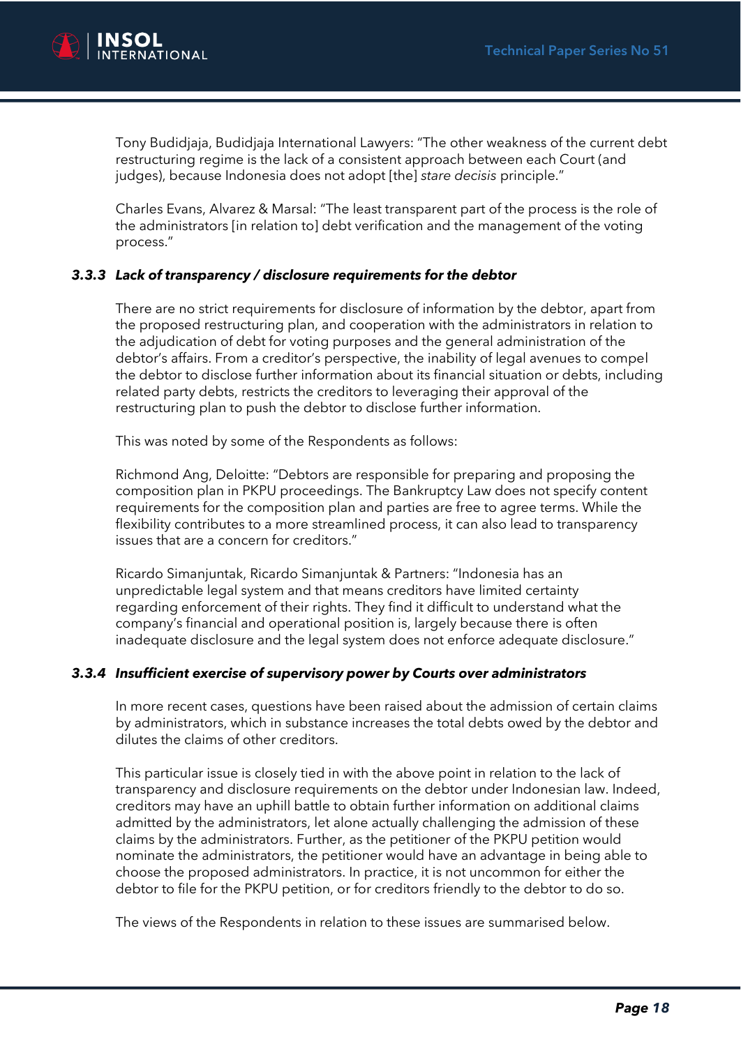Tony Budidjaja, Budidjaja International Lawyers: "The other weakness of the current debt restructuring regime is the lack of a consistent approach between each Court (and judges), because Indonesia does not adopt [the] *stare decisis* principle."

Charles Evans, Alvarez & Marsal: "The least transparent part of the process is the role of the administrators [in relation to] debt verification and the management of the voting process."

### *3.3.3 Lack of transparency / disclosure requirements for the debtor*

There are no strict requirements for disclosure of information by the debtor, apart from the proposed restructuring plan, and cooperation with the administrators in relation to the adjudication of debt for voting purposes and the general administration of the debtor's affairs. From a creditor's perspective, the inability of legal avenues to compel the debtor to disclose further information about its financial situation or debts, including related party debts, restricts the creditors to leveraging their approval of the restructuring plan to push the debtor to disclose further information.

This was noted by some of the Respondents as follows:

Richmond Ang, Deloitte: "Debtors are responsible for preparing and proposing the composition plan in PKPU proceedings. The Bankruptcy Law does not specify content requirements for the composition plan and parties are free to agree terms. While the flexibility contributes to a more streamlined process, it can also lead to transparency issues that are a concern for creditors."

Ricardo Simanjuntak, Ricardo Simanjuntak & Partners: "Indonesia has an unpredictable legal system and that means creditors have limited certainty regarding enforcement of their rights. They find it difficult to understand what the company's financial and operational position is, largely because there is often inadequate disclosure and the legal system does not enforce adequate disclosure."

### *3.3.4 Insufficient exercise of supervisory power by Courts over administrators*

In more recent cases, questions have been raised about the admission of certain claims by administrators, which in substance increases the total debts owed by the debtor and dilutes the claims of other creditors.

This particular issue is closely tied in with the above point in relation to the lack of transparency and disclosure requirements on the debtor under Indonesian law. Indeed, creditors may have an uphill battle to obtain further information on additional claims admitted by the administrators, let alone actually challenging the admission of these claims by the administrators. Further, as the petitioner of the PKPU petition would nominate the administrators, the petitioner would have an advantage in being able to choose the proposed administrators. In practice, it is not uncommon for either the debtor to file for the PKPU petition, or for creditors friendly to the debtor to do so.

The views of the Respondents in relation to these issues are summarised below.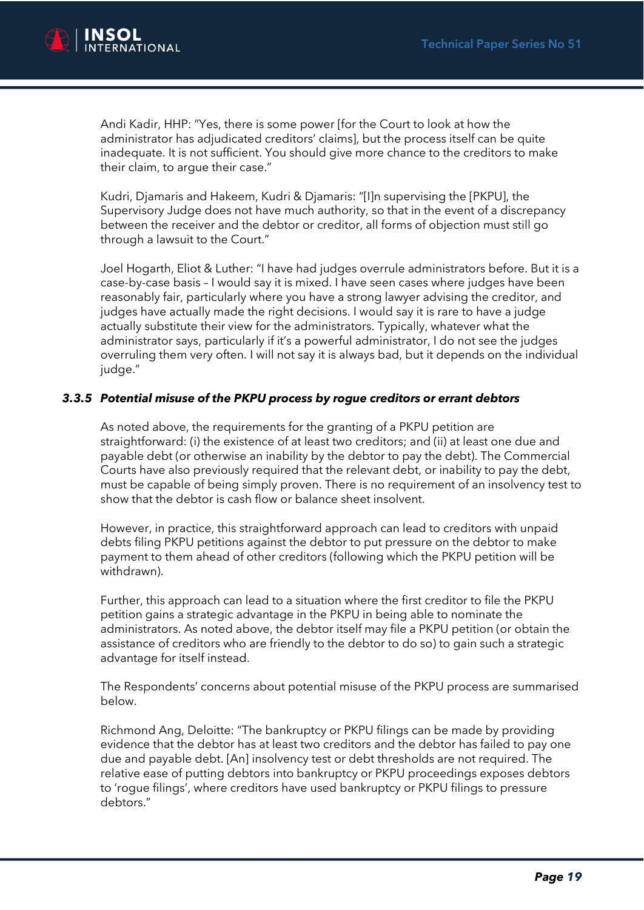Andi Kadir, HHP: "Yes, there is some power [for the Court to look at how the administrator has adjudicated creditors' claims], but the process itself can be quite inadequate. It is not sufficient. You should give more chance to the creditors to make their claim, to argue their case."

Kudri, Djamaris and Hakeem, Kudri & Djamaris: "[I]n supervising the [PKPU], the Supervisory Judge does not have much authority, so that in the event of a discrepancy between the receiver and the debtor or creditor, all forms of objection must still go through a lawsuit to the Court."

Joel Hogarth, Eliot & Luther: "I have had judges overrule administrators before. But it is a case-by-case basis – I would say it is mixed. I have seen cases where judges have been reasonably fair, particularly where you have a strong lawyer advising the creditor, and judges have actually made the right decisions. I would say it is rare to have a judge actually substitute their view for the administrators. Typically, whatever what the administrator says, particularly if it's a powerful administrator, I do not see the judges overruling them very often. I will not say it is always bad, but it depends on the individual judge."

#### *3.3.5 Potential misuse of the PKPU process by rogue creditors or errant debtors*

As noted above, the requirements for the granting of a PKPU petition are straightforward: (i) the existence of at least two creditors; and (ii) at least one due and payable debt (or otherwise an inability by the debtor to pay the debt). The Commercial Courts have also previously required that the relevant debt, or inability to pay the debt, must be capable of being simply proven. There is no requirement of an insolvency test to show that the debtor is cash flow or balance sheet insolvent.

However, in practice, this straightforward approach can lead to creditors with unpaid debts filing PKPU petitions against the debtor to put pressure on the debtor to make payment to them ahead of other creditors (following which the PKPU petition will be withdrawn).

Further, this approach can lead to a situation where the first creditor to file the PKPU petition gains a strategic advantage in the PKPU in being able to nominate the administrators. As noted above, the debtor itself may file a PKPU petition (or obtain the assistance of creditors who are friendly to the debtor to do so) to gain such a strategic advantage for itself instead.

The Respondents' concerns about potential misuse of the PKPU process are summarised below.

Richmond Ang, Deloitte: "The bankruptcy or PKPU filings can be made by providing evidence that the debtor has at least two creditors and the debtor has failed to pay one due and payable debt. [An] insolvency test or debt thresholds are not required. The relative ease of putting debtors into bankruptcy or PKPU proceedings exposes debtors to 'rogue filings', where creditors have used bankruptcy or PKPU filings to pressure debtors."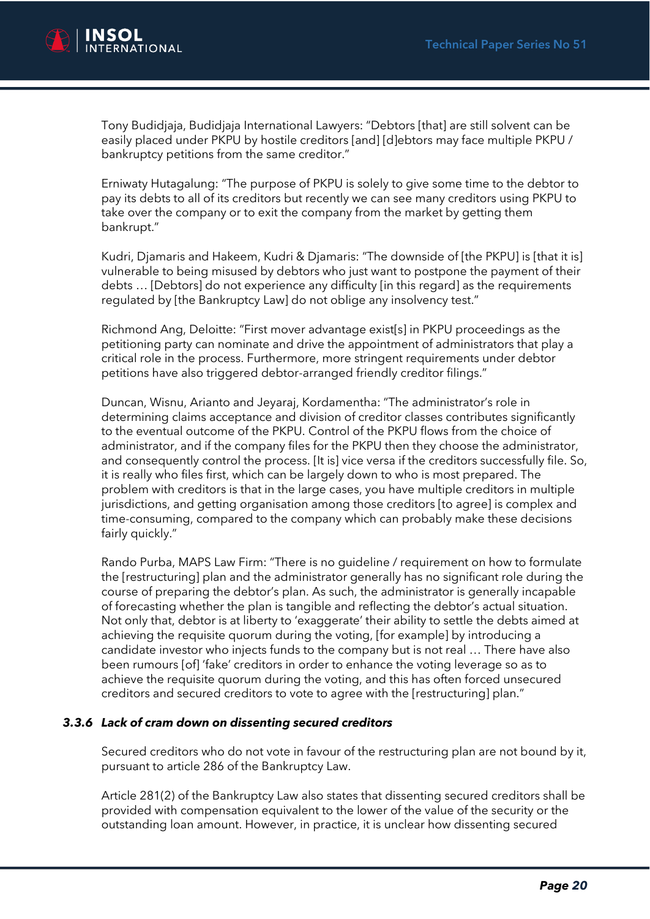Tony Budidjaja, Budidjaja International Lawyers: "Debtors [that] are still solvent can be easily placed under PKPU by hostile creditors [and] [d]ebtors may face multiple PKPU / bankruptcy petitions from the same creditor."

Erniwaty Hutagalung: "The purpose of PKPU is solely to give some time to the debtor to pay its debts to all of its creditors but recently we can see many creditors using PKPU to take over the company or to exit the company from the market by getting them bankrupt."

Kudri, Djamaris and Hakeem, Kudri & Djamaris: "The downside of [the PKPU] is [that it is] vulnerable to being misused by debtors who just want to postpone the payment of their debts … [Debtors] do not experience any difficulty [in this regard] as the requirements regulated by [the Bankruptcy Law] do not oblige any insolvency test."

Richmond Ang, Deloitte: "First mover advantage exist[s] in PKPU proceedings as the petitioning party can nominate and drive the appointment of administrators that play a critical role in the process. Furthermore, more stringent requirements under debtor petitions have also triggered debtor-arranged friendly creditor filings."

Duncan, Wisnu, Arianto and Jeyaraj, Kordamentha: "The administrator's role in determining claims acceptance and division of creditor classes contributes significantly to the eventual outcome of the PKPU. Control of the PKPU flows from the choice of administrator, and if the company files for the PKPU then they choose the administrator, and consequently control the process. [It is] vice versa if the creditors successfully file. So, it is really who files first, which can be largely down to who is most prepared. The problem with creditors is that in the large cases, you have multiple creditors in multiple jurisdictions, and getting organisation among those creditors [to agree] is complex and time-consuming, compared to the company which can probably make these decisions fairly quickly."

Rando Purba, MAPS Law Firm: "There is no guideline / requirement on how to formulate the [restructuring] plan and the administrator generally has no significant role during the course of preparing the debtor's plan. As such, the administrator is generally incapable of forecasting whether the plan is tangible and reflecting the debtor's actual situation. Not only that, debtor is at liberty to 'exaggerate' their ability to settle the debts aimed at achieving the requisite quorum during the voting, [for example] by introducing a candidate investor who injects funds to the company but is not real … There have also been rumours [of] 'fake' creditors in order to enhance the voting leverage so as to achieve the requisite quorum during the voting, and this has often forced unsecured creditors and secured creditors to vote to agree with the [restructuring] plan."

#### *3.3.6 Lack of cram down on dissenting secured creditors*

Secured creditors who do not vote in favour of the restructuring plan are not bound by it, pursuant to article 286 of the Bankruptcy Law.

Article 281(2) of the Bankruptcy Law also states that dissenting secured creditors shall be provided with compensation equivalent to the lower of the value of the security or the outstanding loan amount. However, in practice, it is unclear how dissenting secured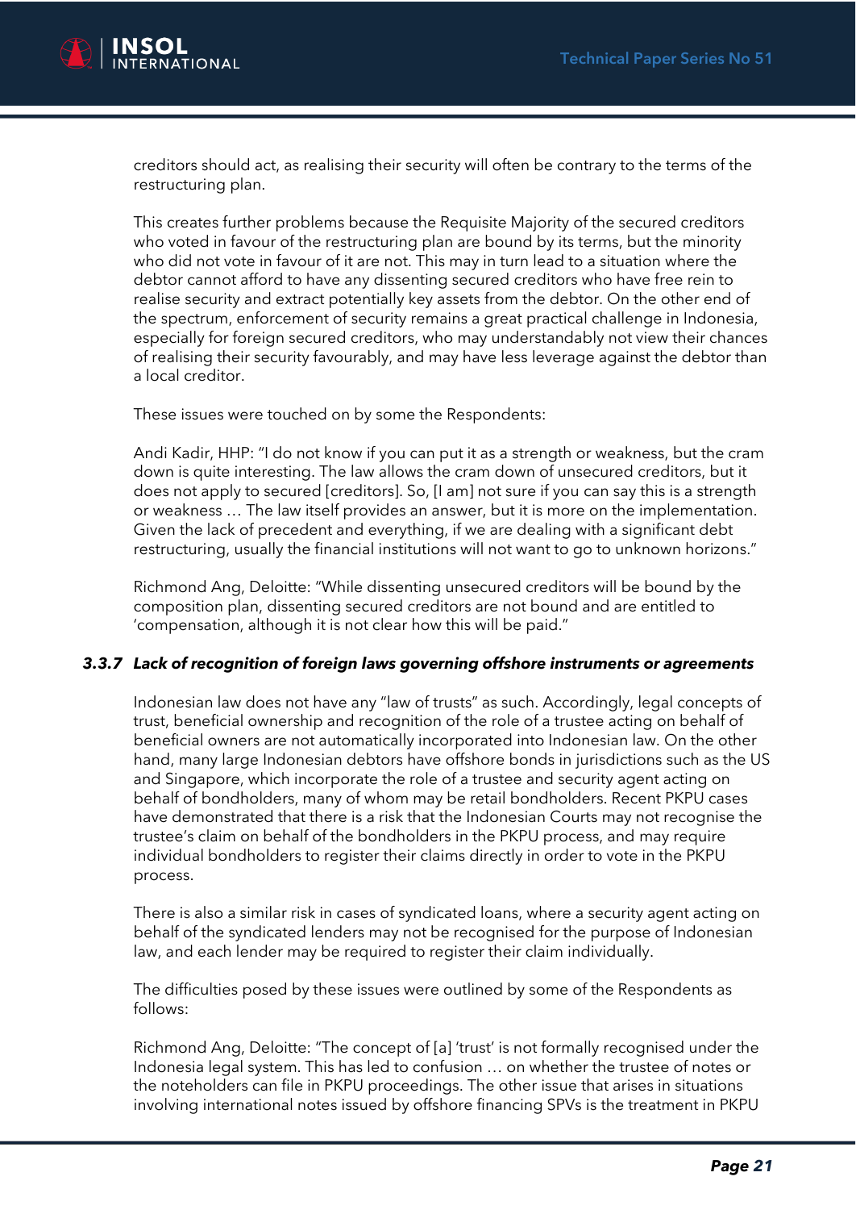creditors should act, as realising their security will often be contrary to the terms of the restructuring plan.

This creates further problems because the Requisite Majority of the secured creditors who voted in favour of the restructuring plan are bound by its terms, but the minority who did not vote in favour of it are not. This may in turn lead to a situation where the debtor cannot afford to have any dissenting secured creditors who have free rein to realise security and extract potentially key assets from the debtor. On the other end of the spectrum, enforcement of security remains a great practical challenge in Indonesia, especially for foreign secured creditors, who may understandably not view their chances of realising their security favourably, and may have less leverage against the debtor than a local creditor.

These issues were touched on by some the Respondents:

Andi Kadir, HHP: "I do not know if you can put it as a strength or weakness, but the cram down is quite interesting. The law allows the cram down of unsecured creditors, but it does not apply to secured [creditors]. So, [I am] not sure if you can say this is a strength or weakness … The law itself provides an answer, but it is more on the implementation. Given the lack of precedent and everything, if we are dealing with a significant debt restructuring, usually the financial institutions will not want to go to unknown horizons."

Richmond Ang, Deloitte: "While dissenting unsecured creditors will be bound by the composition plan, dissenting secured creditors are not bound and are entitled to 'compensation, although it is not clear how this will be paid."

### *3.3.7 Lack of recognition of foreign laws governing offshore instruments or agreements*

Indonesian law does not have any "law of trusts" as such. Accordingly, legal concepts of trust, beneficial ownership and recognition of the role of a trustee acting on behalf of beneficial owners are not automatically incorporated into Indonesian law. On the other hand, many large Indonesian debtors have offshore bonds in jurisdictions such as the US and Singapore, which incorporate the role of a trustee and security agent acting on behalf of bondholders, many of whom may be retail bondholders. Recent PKPU cases have demonstrated that there is a risk that the Indonesian Courts may not recognise the trustee's claim on behalf of the bondholders in the PKPU process, and may require individual bondholders to register their claims directly in order to vote in the PKPU process.

There is also a similar risk in cases of syndicated loans, where a security agent acting on behalf of the syndicated lenders may not be recognised for the purpose of Indonesian law, and each lender may be required to register their claim individually.

The difficulties posed by these issues were outlined by some of the Respondents as follows:

Richmond Ang, Deloitte: "The concept of [a] 'trust' is not formally recognised under the Indonesia legal system. This has led to confusion … on whether the trustee of notes or the noteholders can file in PKPU proceedings. The other issue that arises in situations involving international notes issued by offshore financing SPVs is the treatment in PKPU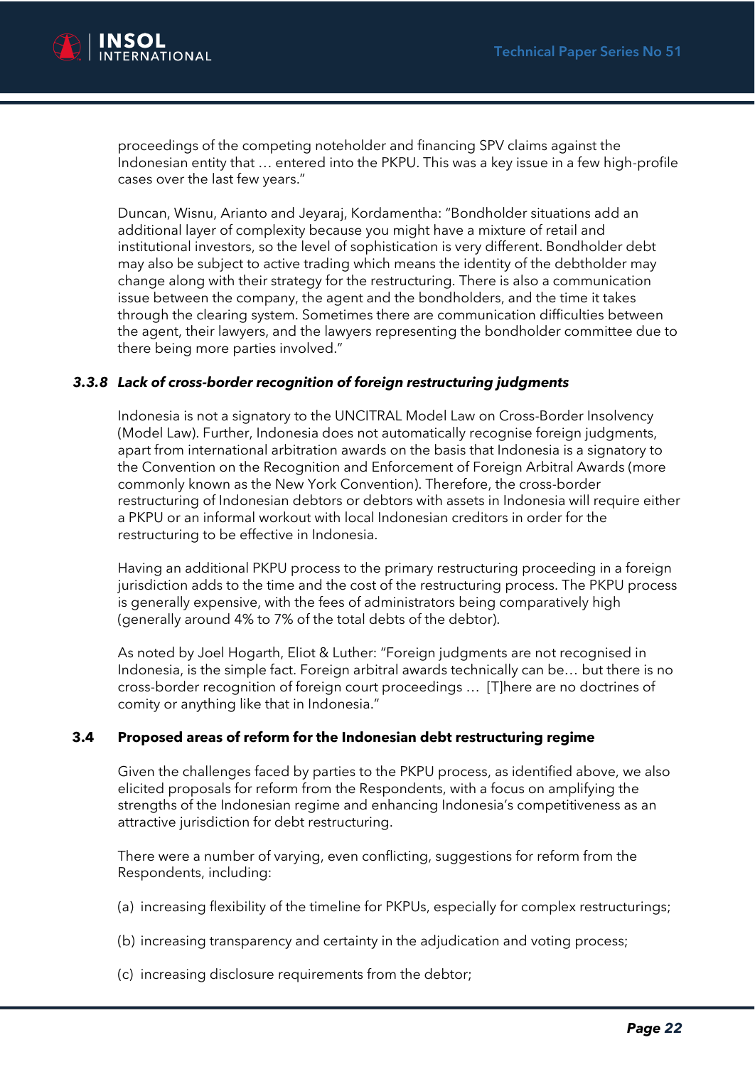proceedings of the competing noteholder and financing SPV claims against the Indonesian entity that … entered into the PKPU. This was a key issue in a few high-profile cases over the last few years."

Duncan, Wisnu, Arianto and Jeyaraj, Kordamentha: "Bondholder situations add an additional layer of complexity because you might have a mixture of retail and institutional investors, so the level of sophistication is very different. Bondholder debt may also be subject to active trading which means the identity of the debtholder may change along with their strategy for the restructuring. There is also a communication issue between the company, the agent and the bondholders, and the time it takes through the clearing system. Sometimes there are communication difficulties between the agent, their lawyers, and the lawyers representing the bondholder committee due to there being more parties involved."

#### *3.3.8 Lack of cross-border recognition of foreign restructuring judgments*

Indonesia is not a signatory to the UNCITRAL Model Law on Cross-Border Insolvency (Model Law). Further, Indonesia does not automatically recognise foreign judgments, apart from international arbitration awards on the basis that Indonesia is a signatory to the Convention on the Recognition and Enforcement of Foreign Arbitral Awards (more commonly known as the New York Convention). Therefore, the cross-border restructuring of Indonesian debtors or debtors with assets in Indonesia will require either a PKPU or an informal workout with local Indonesian creditors in order for the restructuring to be effective in Indonesia.

Having an additional PKPU process to the primary restructuring proceeding in a foreign jurisdiction adds to the time and the cost of the restructuring process. The PKPU process is generally expensive, with the fees of administrators being comparatively high (generally around 4% to 7% of the total debts of the debtor).

As noted by Joel Hogarth, Eliot & Luther: "Foreign judgments are not recognised in Indonesia, is the simple fact. Foreign arbitral awards technically can be… but there is no cross-border recognition of foreign court proceedings … [T]here are no doctrines of comity or anything like that in Indonesia."

### 3.4 Proposed areas of reform for the Indonesian debt restructuring regime

Given the challenges faced by parties to the PKPU process, as identified above, we also elicited proposals for reform from the Respondents, with a focus on amplifying the strengths of the Indonesian regime and enhancing Indonesia's competitiveness as an attractive jurisdiction for debt restructuring.

There were a number of varying, even conflicting, suggestions for reform from the Respondents, including:

(a) increasing flexibility of the timeline for PKPUs, especially for complex restructurings;

(b) increasing transparency and certainty in the adjudication and voting process;

(c) increasing disclosure requirements from the debtor;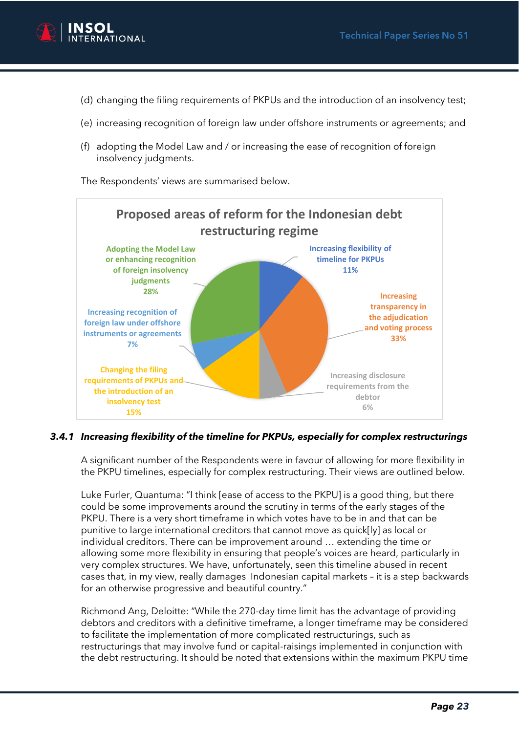(d) changing the filing requirements of PKPUs and the introduction of an insolvency test;

(e) increasing recognition of foreign law under offshore instruments or agreements; and

(f) adopting the Model Law and / or increasing the ease of recognition of foreign insolvency judgments.

The Respondents' views are summarised below.

**Proposed areas of reform for the Indonesian debt restructuring regime**

| Area of reform | Percentage |
|---|---|
| Increasing flexibility of timeline for PKPUs | 11% |
| Increasing transparency in the adjudication and voting process | 33% |
| Increasing disclosure requirements from the debtor | 6% |
| Changing the filing requirements of PKPUs and the introduction of an insolvency test | 15% |
| Increasing recognition of foreign law under offshore instruments or agreements | 7% |
| Adopting the Model Law or enhancing recognition of foreign insolvency judgments | 28% |

### 3.4.1 *Increasing flexibility of the timeline for PKPUs, especially for complex restructurings*

A significant number of the Respondents were in favour of allowing for more flexibility in the PKPU timelines, especially for complex restructuring. Their views are outlined below.

Luke Furler, Quantuma: "I think [ease of access to the PKPU] is a good thing, but there could be some improvements around the scrutiny in terms of the early stages of the PKPU. There is a very short timeframe in which votes have to be in and that can be punitive to large international creditors that cannot move as quick[ly] as local or individual creditors. There can be improvement around … extending the time or allowing some more flexibility in ensuring that people's voices are heard, particularly in very complex structures. We have, unfortunately, seen this timeline abused in recent cases that, in my view, really damages Indonesian capital markets – it is a step backwards for an otherwise progressive and beautiful country."

Richmond Ang, Deloitte: "While the 270-day time limit has the advantage of providing debtors and creditors with a definitive timeframe, a longer timeframe may be considered to facilitate the implementation of more complicated restructurings, such as restructurings that may involve fund or capital-raisings implemented in conjunction with the debt restructuring. It should be noted that extensions within the maximum PKPU time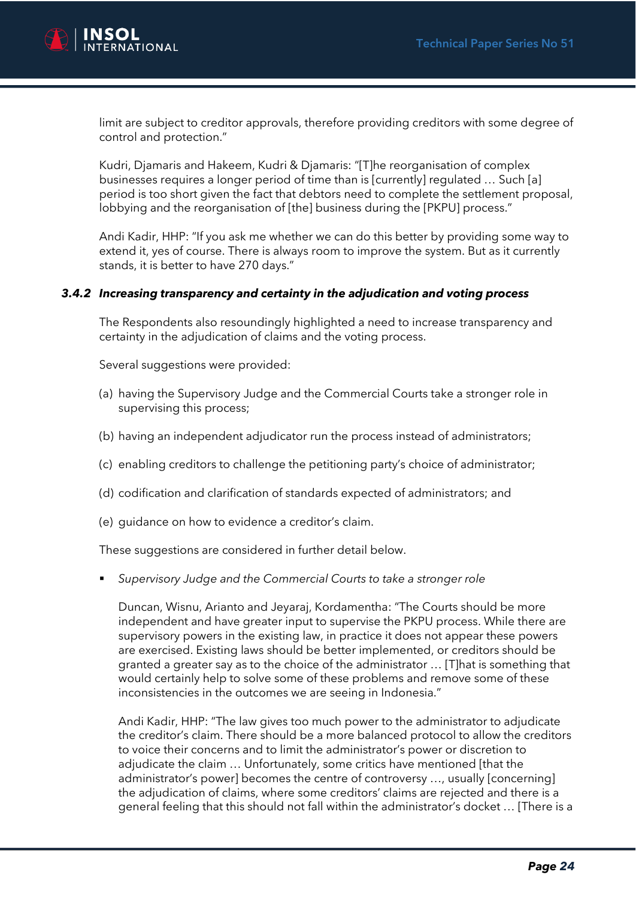limit are subject to creditor approvals, therefore providing creditors with some degree of control and protection."

Kudri, Djamaris and Hakeem, Kudri & Djamaris: "[T]he reorganisation of complex businesses requires a longer period of time than is [currently] regulated … Such [a] period is too short given the fact that debtors need to complete the settlement proposal, lobbying and the reorganisation of [the] business during the [PKPU] process."

Andi Kadir, HHP: "If you ask me whether we can do this better by providing some way to extend it, yes of course. There is always room to improve the system. But as it currently stands, it is better to have 270 days."

### *3.4.2 Increasing transparency and certainty in the adjudication and voting process*

The Respondents also resoundingly highlighted a need to increase transparency and certainty in the adjudication of claims and the voting process.

Several suggestions were provided:

(a) having the Supervisory Judge and the Commercial Courts take a stronger role in supervising this process;

(b) having an independent adjudicator run the process instead of administrators;

(c) enabling creditors to challenge the petitioning party's choice of administrator;

(d) codification and clarification of standards expected of administrators; and

(e) guidance on how to evidence a creditor's claim.

These suggestions are considered in further detail below.

- *Supervisory Judge and the Commercial Courts to take a stronger role*

  Duncan, Wisnu, Arianto and Jeyaraj, Kordamentha: "The Courts should be more independent and have greater input to supervise the PKPU process. While there are supervisory powers in the existing law, in practice it does not appear these powers are exercised. Existing laws should be better implemented, or creditors should be granted a greater say as to the choice of the administrator … [T]hat is something that would certainly help to solve some of these problems and remove some of these inconsistencies in the outcomes we are seeing in Indonesia."

  Andi Kadir, HHP: "The law gives too much power to the administrator to adjudicate the creditor's claim. There should be a more balanced protocol to allow the creditors to voice their concerns and to limit the administrator's power or discretion to adjudicate the claim … Unfortunately, some critics have mentioned [that the administrator's power] becomes the centre of controversy …, usually [concerning] the adjudication of claims, where some creditors' claims are rejected and there is a general feeling that this should not fall within the administrator's docket … [There is a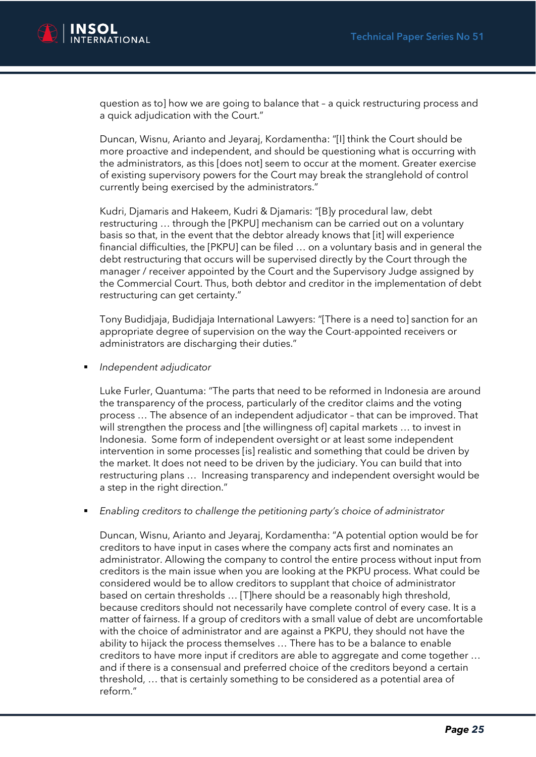question as to] how we are going to balance that – a quick restructuring process and a quick adjudication with the Court."

Duncan, Wisnu, Arianto and Jeyaraj, Kordamentha: "[I] think the Court should be more proactive and independent, and should be questioning what is occurring with the administrators, as this [does not] seem to occur at the moment. Greater exercise of existing supervisory powers for the Court may break the stranglehold of control currently being exercised by the administrators."

Kudri, Djamaris and Hakeem, Kudri & Djamaris: "[B]y procedural law, debt restructuring … through the [PKPU] mechanism can be carried out on a voluntary basis so that, in the event that the debtor already knows that [it] will experience financial difficulties, the [PKPU] can be filed … on a voluntary basis and in general the debt restructuring that occurs will be supervised directly by the Court through the manager / receiver appointed by the Court and the Supervisory Judge assigned by the Commercial Court. Thus, both debtor and creditor in the implementation of debt restructuring can get certainty."

Tony Budidjaja, Budidjaja International Lawyers: "[There is a need to] sanction for an appropriate degree of supervision on the way the Court-appointed receivers or administrators are discharging their duties."

- *Independent adjudicator*

  Luke Furler, Quantuma: "The parts that need to be reformed in Indonesia are around the transparency of the process, particularly of the creditor claims and the voting process … The absence of an independent adjudicator – that can be improved. That will strengthen the process and [the willingness of] capital markets … to invest in Indonesia. Some form of independent oversight or at least some independent intervention in some processes [is] realistic and something that could be driven by the market. It does not need to be driven by the judiciary. You can build that into restructuring plans … Increasing transparency and independent oversight would be a step in the right direction."

- *Enabling creditors to challenge the petitioning party's choice of administrator*

  Duncan, Wisnu, Arianto and Jeyaraj, Kordamentha: "A potential option would be for creditors to have input in cases where the company acts first and nominates an administrator. Allowing the company to control the entire process without input from creditors is the main issue when you are looking at the PKPU process. What could be considered would be to allow creditors to supplant that choice of administrator based on certain thresholds … [T]here should be a reasonably high threshold, because creditors should not necessarily have complete control of every case. It is a matter of fairness. If a group of creditors with a small value of debt are uncomfortable with the choice of administrator and are against a PKPU, they should not have the ability to hijack the process themselves … There has to be a balance to enable creditors to have more input if creditors are able to aggregate and come together … and if there is a consensual and preferred choice of the creditors beyond a certain threshold, … that is certainly something to be considered as a potential area of reform."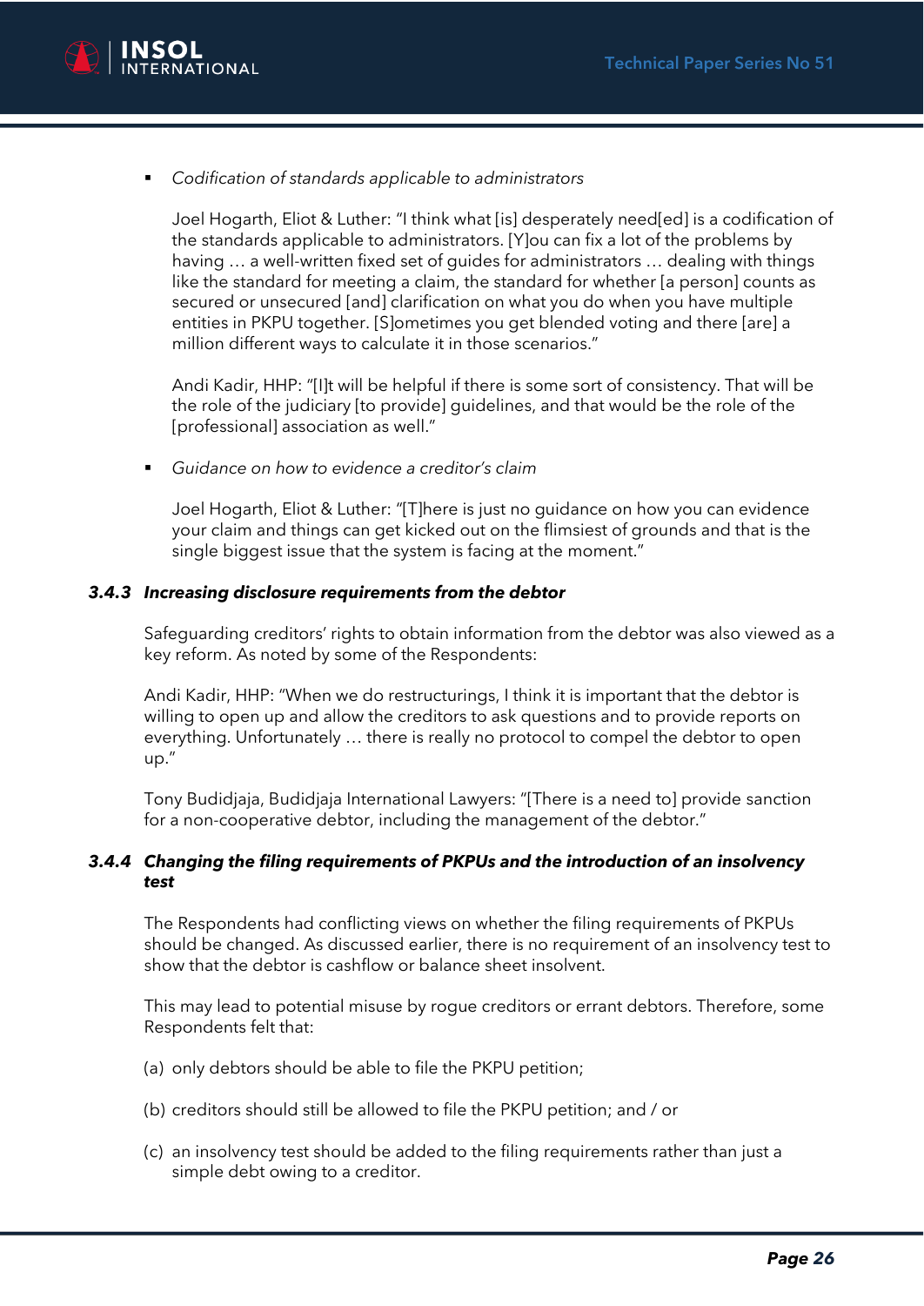- *Codification of standards applicable to administrators*

  Joel Hogarth, Eliot & Luther: "I think what [is] desperately need[ed] is a codification of the standards applicable to administrators. [Y]ou can fix a lot of the problems by having … a well-written fixed set of guides for administrators … dealing with things like the standard for meeting a claim, the standard for whether [a person] counts as secured or unsecured [and] clarification on what you do when you have multiple entities in PKPU together. [S]ometimes you get blended voting and there [are] a million different ways to calculate it in those scenarios."

  Andi Kadir, HHP: "[I]t will be helpful if there is some sort of consistency. That will be the role of the judiciary [to provide] guidelines, and that would be the role of the [professional] association as well."

- *Guidance on how to evidence a creditor's claim*

  Joel Hogarth, Eliot & Luther: "[T]here is just no guidance on how you can evidence your claim and things can get kicked out on the flimsiest of grounds and that is the single biggest issue that the system is facing at the moment."

### *3.4.3 Increasing disclosure requirements from the debtor*

Safeguarding creditors' rights to obtain information from the debtor was also viewed as a key reform. As noted by some of the Respondents:

Andi Kadir, HHP: "When we do restructurings, I think it is important that the debtor is willing to open up and allow the creditors to ask questions and to provide reports on everything. Unfortunately … there is really no protocol to compel the debtor to open up."

Tony Budidjaja, Budidjaja International Lawyers: "[There is a need to] provide sanction for a non-cooperative debtor, including the management of the debtor."

### *3.4.4 Changing the filing requirements of PKPUs and the introduction of an insolvency test*

The Respondents had conflicting views on whether the filing requirements of PKPUs should be changed. As discussed earlier, there is no requirement of an insolvency test to show that the debtor is cashflow or balance sheet insolvent.

This may lead to potential misuse by rogue creditors or errant debtors. Therefore, some Respondents felt that:

(a) only debtors should be able to file the PKPU petition;

(b) creditors should still be allowed to file the PKPU petition; and / or

(c) an insolvency test should be added to the filing requirements rather than just a simple debt owing to a creditor.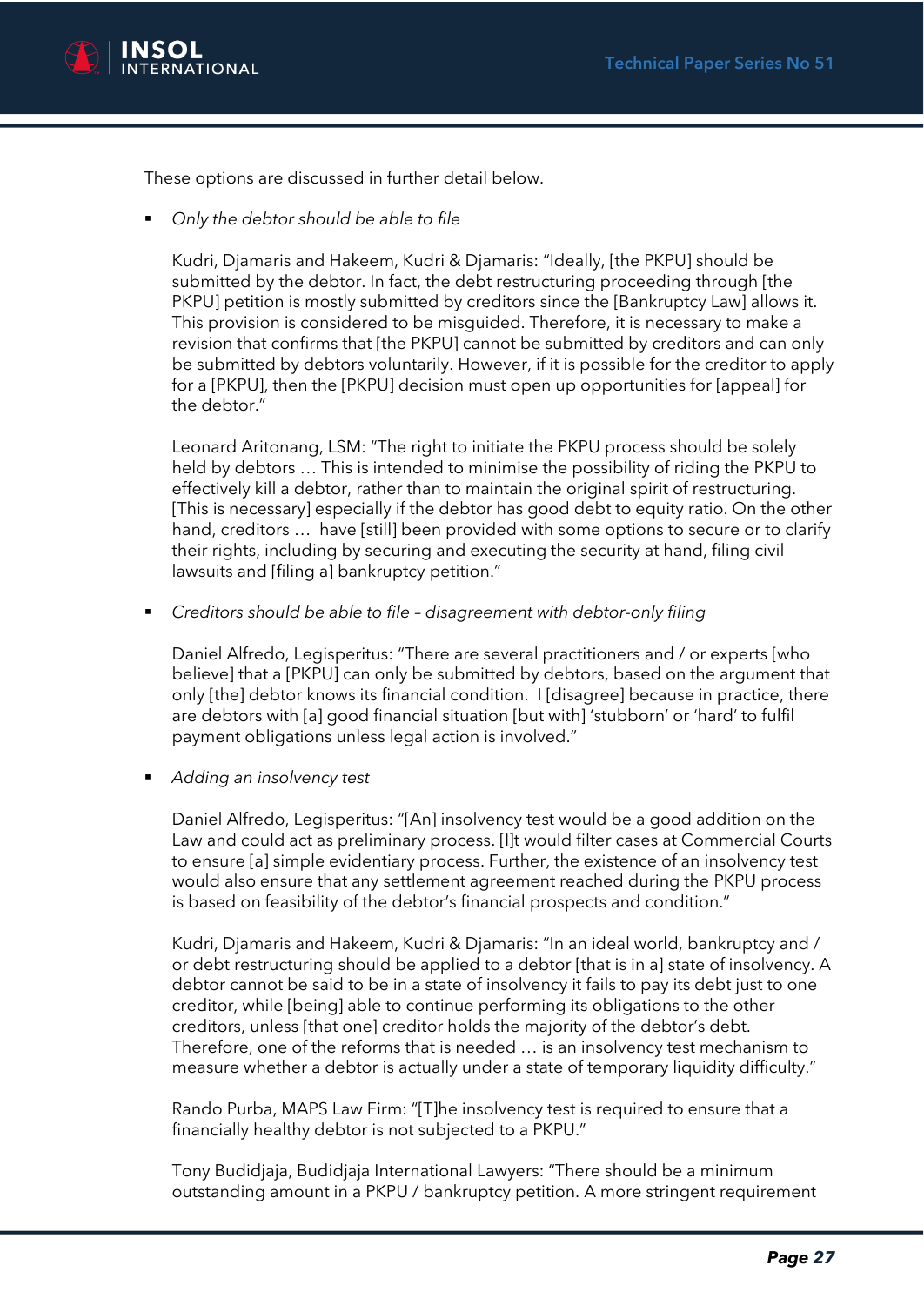These options are discussed in further detail below.

- *Only the debtor should be able to file*

  Kudri, Djamaris and Hakeem, Kudri & Djamaris: "Ideally, [the PKPU] should be submitted by the debtor. In fact, the debt restructuring proceeding through [the PKPU] petition is mostly submitted by creditors since the [Bankruptcy Law] allows it. This provision is considered to be misguided. Therefore, it is necessary to make a revision that confirms that [the PKPU] cannot be submitted by creditors and can only be submitted by debtors voluntarily. However, if it is possible for the creditor to apply for a [PKPU], then the [PKPU] decision must open up opportunities for [appeal] for the debtor."

  Leonard Aritonang, LSM: "The right to initiate the PKPU process should be solely held by debtors … This is intended to minimise the possibility of riding the PKPU to effectively kill a debtor, rather than to maintain the original spirit of restructuring. [This is necessary] especially if the debtor has good debt to equity ratio. On the other hand, creditors … have [still] been provided with some options to secure or to clarify their rights, including by securing and executing the security at hand, filing civil lawsuits and [filing a] bankruptcy petition."

- *Creditors should be able to file – disagreement with debtor-only filing*

  Daniel Alfredo, Legisperitus: "There are several practitioners and / or experts [who believe] that a [PKPU] can only be submitted by debtors, based on the argument that only [the] debtor knows its financial condition. I [disagree] because in practice, there are debtors with [a] good financial situation [but with] 'stubborn' or 'hard' to fulfil payment obligations unless legal action is involved."

- *Adding an insolvency test*

  Daniel Alfredo, Legisperitus: "[An] insolvency test would be a good addition on the Law and could act as preliminary process. [I]t would filter cases at Commercial Courts to ensure [a] simple evidentiary process. Further, the existence of an insolvency test would also ensure that any settlement agreement reached during the PKPU process is based on feasibility of the debtor's financial prospects and condition."

  Kudri, Djamaris and Hakeem, Kudri & Djamaris: "In an ideal world, bankruptcy and / or debt restructuring should be applied to a debtor [that is in a] state of insolvency. A debtor cannot be said to be in a state of insolvency it fails to pay its debt just to one creditor, while [being] able to continue performing its obligations to the other creditors, unless [that one] creditor holds the majority of the debtor's debt. Therefore, one of the reforms that is needed … is an insolvency test mechanism to measure whether a debtor is actually under a state of temporary liquidity difficulty."

  Rando Purba, MAPS Law Firm: "[T]he insolvency test is required to ensure that a financially healthy debtor is not subjected to a PKPU."

  Tony Budidjaja, Budidjaja International Lawyers: "There should be a minimum outstanding amount in a PKPU / bankruptcy petition. A more stringent requirement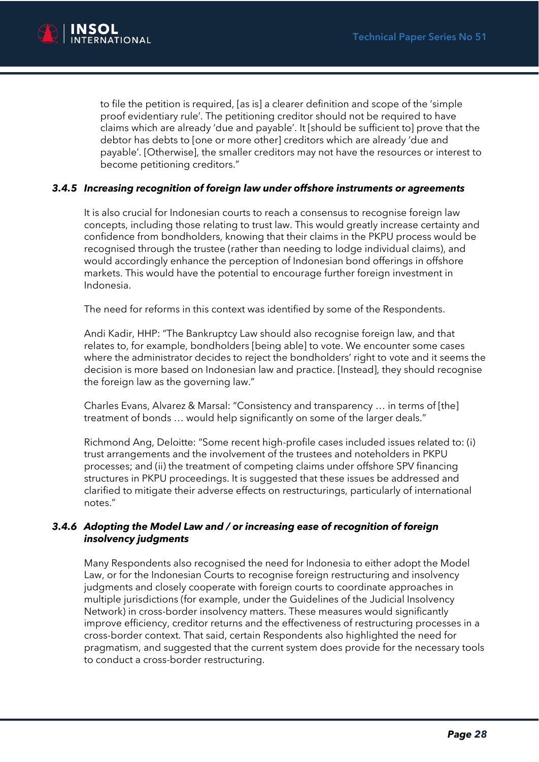to file the petition is required, [as is] a clearer definition and scope of the 'simple proof evidentiary rule'. The petitioning creditor should not be required to have claims which are already 'due and payable'. It [should be sufficient to] prove that the debtor has debts to [one or more other] creditors which are already 'due and payable'. [Otherwise], the smaller creditors may not have the resources or interest to become petitioning creditors."

### *3.4.5 Increasing recognition of foreign law under offshore instruments or agreements*

It is also crucial for Indonesian courts to reach a consensus to recognise foreign law concepts, including those relating to trust law. This would greatly increase certainty and confidence from bondholders, knowing that their claims in the PKPU process would be recognised through the trustee (rather than needing to lodge individual claims), and would accordingly enhance the perception of Indonesian bond offerings in offshore markets. This would have the potential to encourage further foreign investment in Indonesia.

The need for reforms in this context was identified by some of the Respondents.

Andi Kadir, HHP: "The Bankruptcy Law should also recognise foreign law, and that relates to, for example, bondholders [being able] to vote. We encounter some cases where the administrator decides to reject the bondholders' right to vote and it seems the decision is more based on Indonesian law and practice. [Instead], they should recognise the foreign law as the governing law."

Charles Evans, Alvarez & Marsal: "Consistency and transparency … in terms of [the] treatment of bonds … would help significantly on some of the larger deals."

Richmond Ang, Deloitte: "Some recent high-profile cases included issues related to: (i) trust arrangements and the involvement of the trustees and noteholders in PKPU processes; and (ii) the treatment of competing claims under offshore SPV financing structures in PKPU proceedings. It is suggested that these issues be addressed and clarified to mitigate their adverse effects on restructurings, particularly of international notes."

### *3.4.6 Adopting the Model Law and / or increasing ease of recognition of foreign insolvency judgments*

Many Respondents also recognised the need for Indonesia to either adopt the Model Law, or for the Indonesian Courts to recognise foreign restructuring and insolvency judgments and closely cooperate with foreign courts to coordinate approaches in multiple jurisdictions (for example, under the Guidelines of the Judicial Insolvency Network) in cross-border insolvency matters. These measures would significantly improve efficiency, creditor returns and the effectiveness of restructuring processes in a cross-border context. That said, certain Respondents also highlighted the need for pragmatism, and suggested that the current system does provide for the necessary tools to conduct a cross-border restructuring.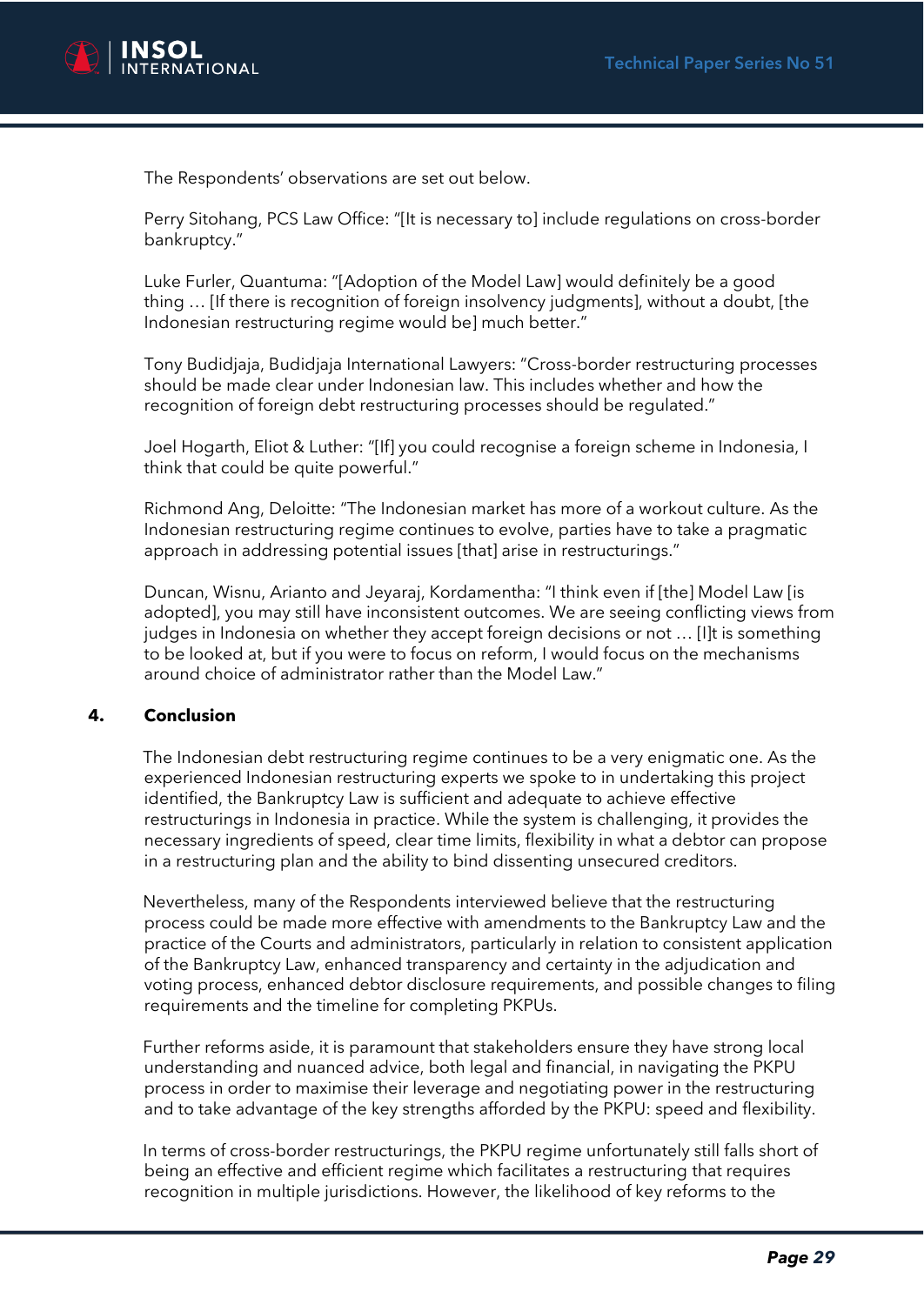The Respondents' observations are set out below.

Perry Sitohang, PCS Law Office: "[It is necessary to] include regulations on cross-border bankruptcy."

Luke Furler, Quantuma: "[Adoption of the Model Law] would definitely be a good thing … [If there is recognition of foreign insolvency judgments], without a doubt, [the Indonesian restructuring regime would be] much better."

Tony Budidjaja, Budidjaja International Lawyers: "Cross-border restructuring processes should be made clear under Indonesian law. This includes whether and how the recognition of foreign debt restructuring processes should be regulated."

Joel Hogarth, Eliot & Luther: "[If] you could recognise a foreign scheme in Indonesia, I think that could be quite powerful."

Richmond Ang, Deloitte: "The Indonesian market has more of a workout culture. As the Indonesian restructuring regime continues to evolve, parties have to take a pragmatic approach in addressing potential issues [that] arise in restructurings."

Duncan, Wisnu, Arianto and Jeyaraj, Kordamentha: "I think even if [the] Model Law [is adopted], you may still have inconsistent outcomes. We are seeing conflicting views from judges in Indonesia on whether they accept foreign decisions or not … [I]t is something to be looked at, but if you were to focus on reform, I would focus on the mechanisms around choice of administrator rather than the Model Law."

## 4. Conclusion

The Indonesian debt restructuring regime continues to be a very enigmatic one. As the experienced Indonesian restructuring experts we spoke to in undertaking this project identified, the Bankruptcy Law is sufficient and adequate to achieve effective restructurings in Indonesia in practice. While the system is challenging, it provides the necessary ingredients of speed, clear time limits, flexibility in what a debtor can propose in a restructuring plan and the ability to bind dissenting unsecured creditors.

Nevertheless, many of the Respondents interviewed believe that the restructuring process could be made more effective with amendments to the Bankruptcy Law and the practice of the Courts and administrators, particularly in relation to consistent application of the Bankruptcy Law, enhanced transparency and certainty in the adjudication and voting process, enhanced debtor disclosure requirements, and possible changes to filing requirements and the timeline for completing PKPUs.

Further reforms aside, it is paramount that stakeholders ensure they have strong local understanding and nuanced advice, both legal and financial, in navigating the PKPU process in order to maximise their leverage and negotiating power in the restructuring and to take advantage of the key strengths afforded by the PKPU: speed and flexibility.

In terms of cross-border restructurings, the PKPU regime unfortunately still falls short of being an effective and efficient regime which facilitates a restructuring that requires recognition in multiple jurisdictions. However, the likelihood of key reforms to the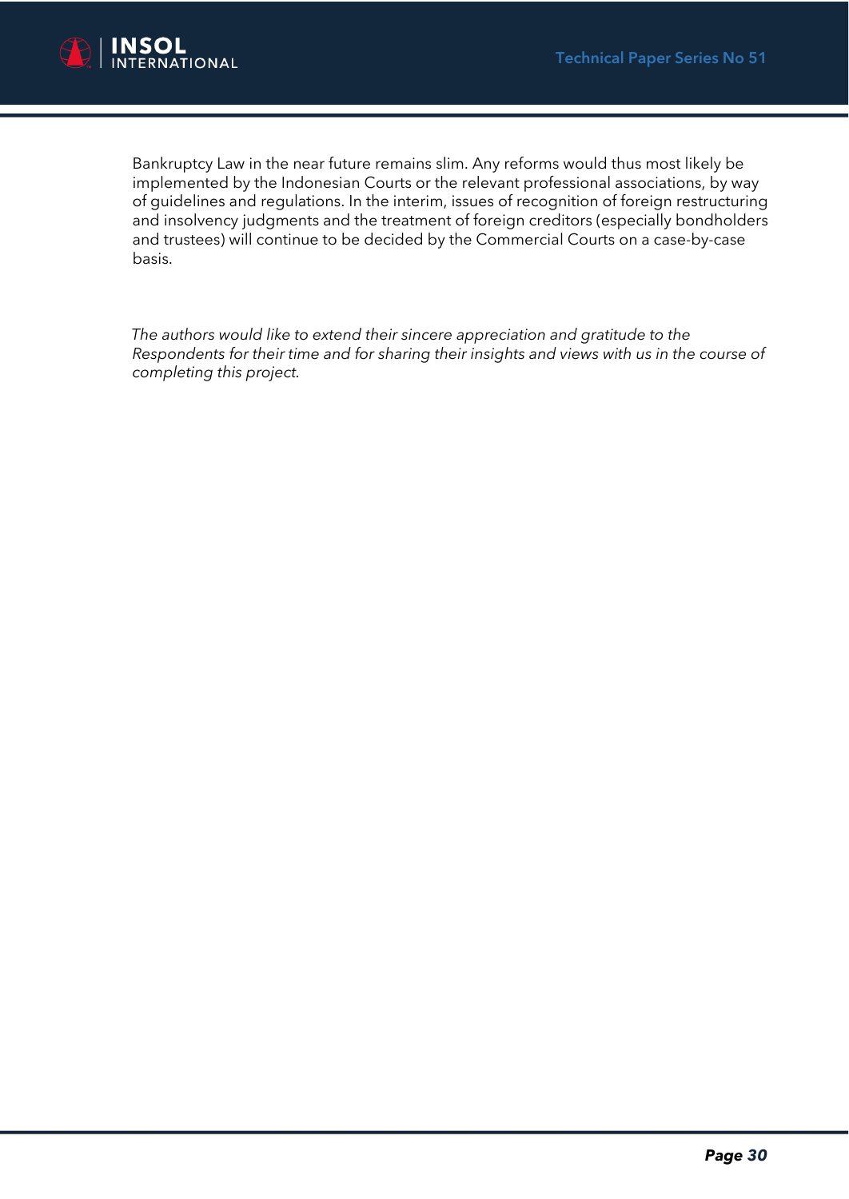Bankruptcy Law in the near future remains slim. Any reforms would thus most likely be implemented by the Indonesian Courts or the relevant professional associations, by way of guidelines and regulations. In the interim, issues of recognition of foreign restructuring and insolvency judgments and the treatment of foreign creditors (especially bondholders and trustees) will continue to be decided by the Commercial Courts on a case-by-case basis.

*The authors would like to extend their sincere appreciation and gratitude to the Respondents for their time and for sharing their insights and views with us in the course of completing this project.*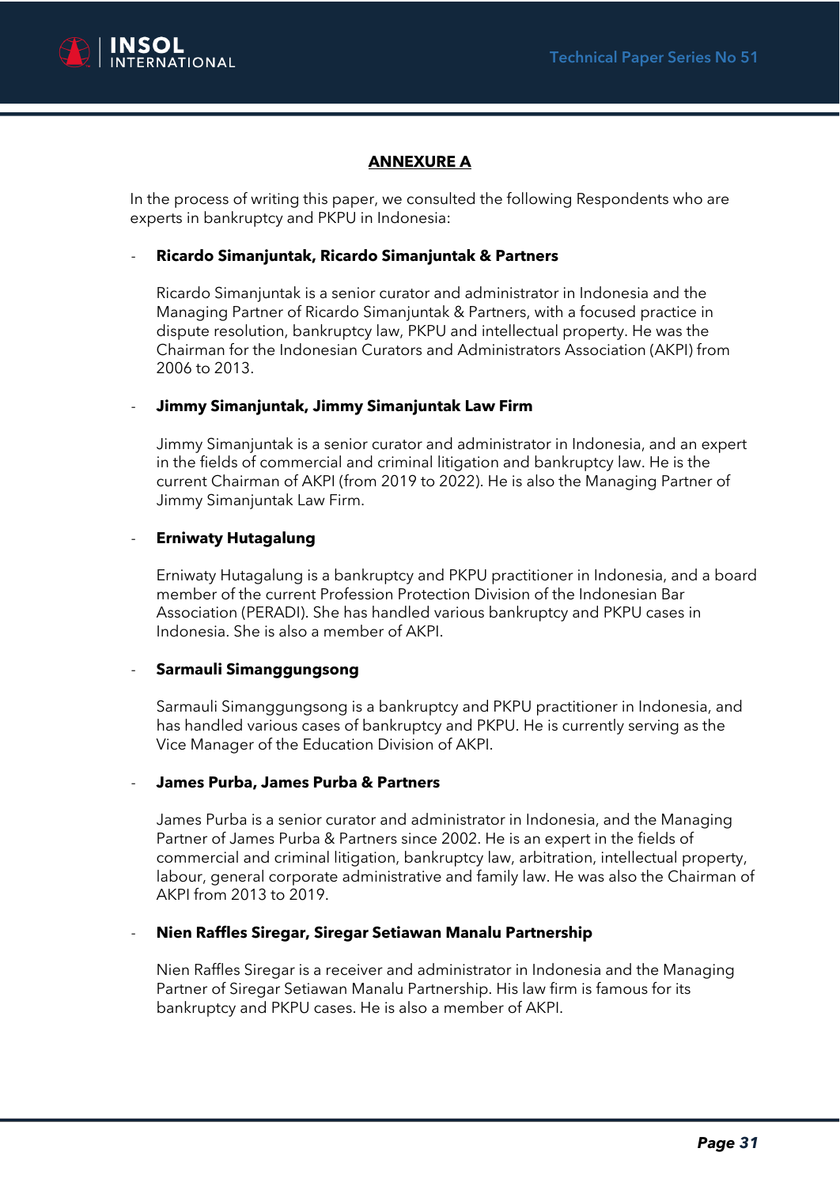## ANNEXURE A

In the process of writing this paper, we consulted the following Respondents who are experts in bankruptcy and PKPU in Indonesia:

- **Ricardo Simanjuntak, Ricardo Simanjuntak & Partners**

  Ricardo Simanjuntak is a senior curator and administrator in Indonesia and the Managing Partner of Ricardo Simanjuntak & Partners, with a focused practice in dispute resolution, bankruptcy law, PKPU and intellectual property. He was the Chairman for the Indonesian Curators and Administrators Association (AKPI) from 2006 to 2013.

- **Jimmy Simanjuntak, Jimmy Simanjuntak Law Firm**

  Jimmy Simanjuntak is a senior curator and administrator in Indonesia, and an expert in the fields of commercial and criminal litigation and bankruptcy law. He is the current Chairman of AKPI (from 2019 to 2022). He is also the Managing Partner of Jimmy Simanjuntak Law Firm.

- **Erniwaty Hutagalung**

  Erniwaty Hutagalung is a bankruptcy and PKPU practitioner in Indonesia, and a board member of the current Profession Protection Division of the Indonesian Bar Association (PERADI). She has handled various bankruptcy and PKPU cases in Indonesia. She is also a member of AKPI.

- **Sarmauli Simanggungsong**

  Sarmauli Simanggungsong is a bankruptcy and PKPU practitioner in Indonesia, and has handled various cases of bankruptcy and PKPU. He is currently serving as the Vice Manager of the Education Division of AKPI.

- **James Purba, James Purba & Partners**

  James Purba is a senior curator and administrator in Indonesia, and the Managing Partner of James Purba & Partners since 2002. He is an expert in the fields of commercial and criminal litigation, bankruptcy law, arbitration, intellectual property, labour, general corporate administrative and family law. He was also the Chairman of AKPI from 2013 to 2019.

- **Nien Raffles Siregar, Siregar Setiawan Manalu Partnership**

  Nien Raffles Siregar is a receiver and administrator in Indonesia and the Managing Partner of Siregar Setiawan Manalu Partnership. His law firm is famous for its bankruptcy and PKPU cases. He is also a member of AKPI.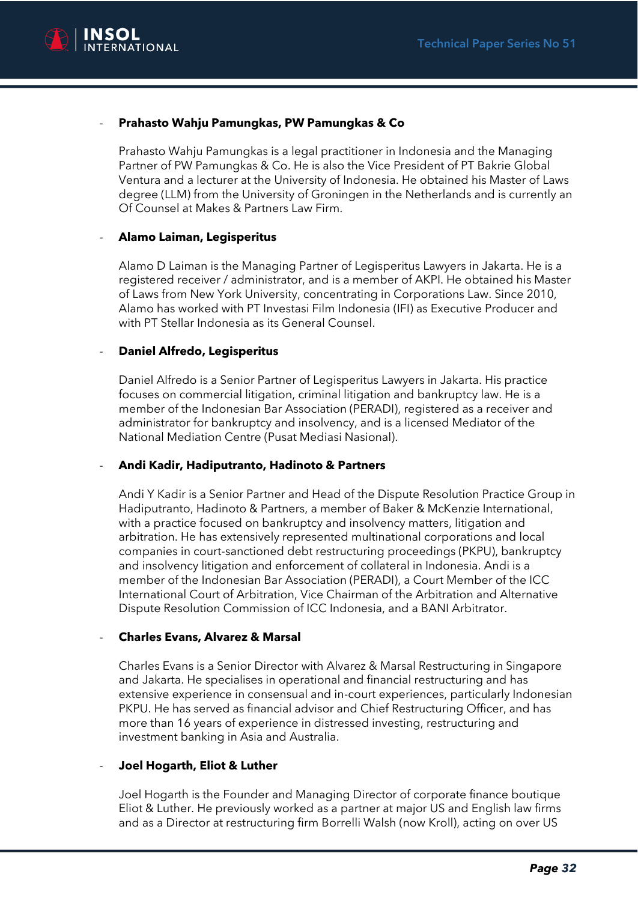- **Prahasto Wahju Pamungkas, PW Pamungkas & Co**

  Prahasto Wahju Pamungkas is a legal practitioner in Indonesia and the Managing Partner of PW Pamungkas & Co. He is also the Vice President of PT Bakrie Global Ventura and a lecturer at the University of Indonesia. He obtained his Master of Laws degree (LLM) from the University of Groningen in the Netherlands and is currently an Of Counsel at Makes & Partners Law Firm.

- **Alamo Laiman, Legisperitus**

  Alamo D Laiman is the Managing Partner of Legisperitus Lawyers in Jakarta. He is a registered receiver / administrator, and is a member of AKPI. He obtained his Master of Laws from New York University, concentrating in Corporations Law. Since 2010, Alamo has worked with PT Investasi Film Indonesia (IFI) as Executive Producer and with PT Stellar Indonesia as its General Counsel.

- **Daniel Alfredo, Legisperitus**

  Daniel Alfredo is a Senior Partner of Legisperitus Lawyers in Jakarta. His practice focuses on commercial litigation, criminal litigation and bankruptcy law. He is a member of the Indonesian Bar Association (PERADI), registered as a receiver and administrator for bankruptcy and insolvency, and is a licensed Mediator of the National Mediation Centre (Pusat Mediasi Nasional).

- **Andi Kadir, Hadiputranto, Hadinoto & Partners**

  Andi Y Kadir is a Senior Partner and Head of the Dispute Resolution Practice Group in Hadiputranto, Hadinoto & Partners, a member of Baker & McKenzie International, with a practice focused on bankruptcy and insolvency matters, litigation and arbitration. He has extensively represented multinational corporations and local companies in court-sanctioned debt restructuring proceedings (PKPU), bankruptcy and insolvency litigation and enforcement of collateral in Indonesia. Andi is a member of the Indonesian Bar Association (PERADI), a Court Member of the ICC International Court of Arbitration, Vice Chairman of the Arbitration and Alternative Dispute Resolution Commission of ICC Indonesia, and a BANI Arbitrator.

- **Charles Evans, Alvarez & Marsal**

  Charles Evans is a Senior Director with Alvarez & Marsal Restructuring in Singapore and Jakarta. He specialises in operational and financial restructuring and has extensive experience in consensual and in-court experiences, particularly Indonesian PKPU. He has served as financial advisor and Chief Restructuring Officer, and has more than 16 years of experience in distressed investing, restructuring and investment banking in Asia and Australia.

- **Joel Hogarth, Eliot & Luther**

  Joel Hogarth is the Founder and Managing Director of corporate finance boutique Eliot & Luther. He previously worked as a partner at major US and English law firms and as a Director at restructuring firm Borrelli Walsh (now Kroll), acting on over US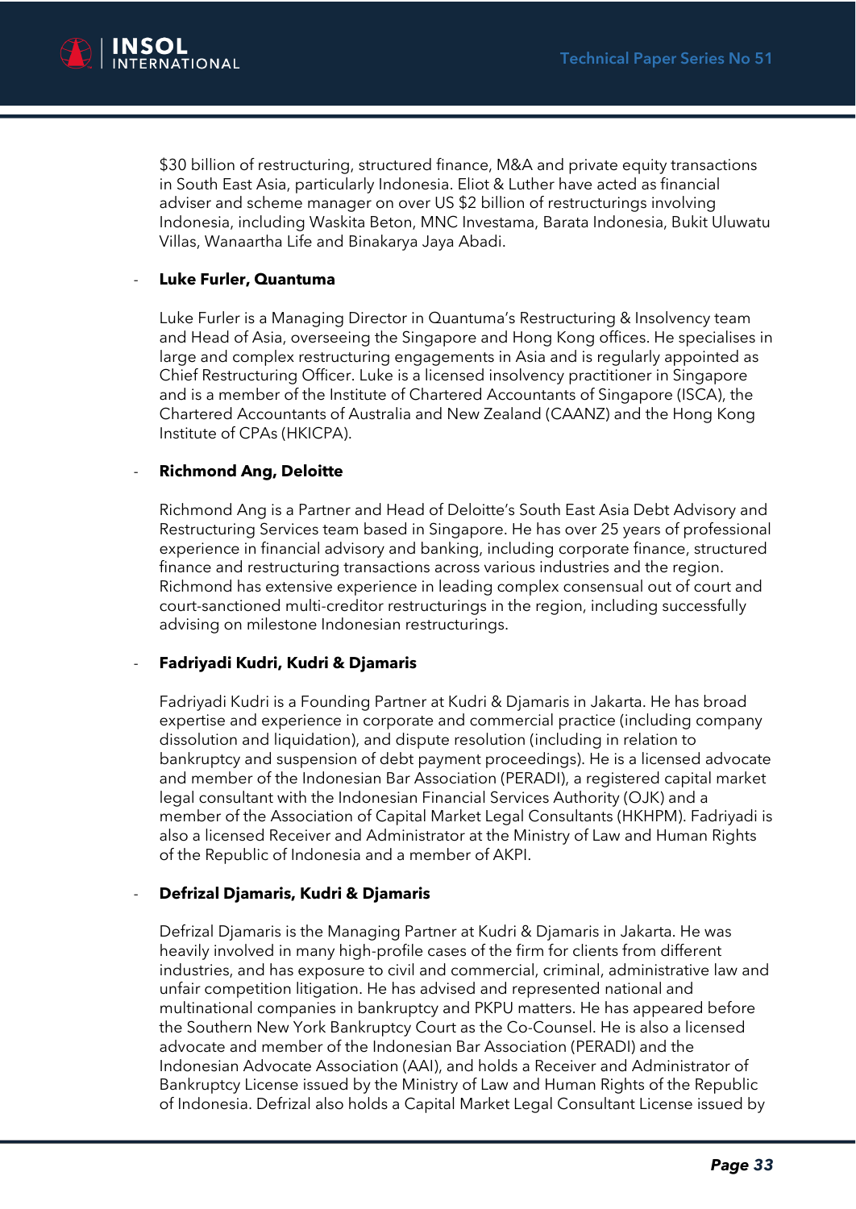$30 billion of restructuring, structured finance, M&A and private equity transactions in South East Asia, particularly Indonesia. Eliot & Luther have acted as financial adviser and scheme manager on over US $2 billion of restructurings involving Indonesia, including Waskita Beton, MNC Investama, Barata Indonesia, Bukit Uluwatu Villas, Wanaartha Life and Binakarya Jaya Abadi.

- **Luke Furler, Quantuma**

  Luke Furler is a Managing Director in Quantuma's Restructuring & Insolvency team and Head of Asia, overseeing the Singapore and Hong Kong offices. He specialises in large and complex restructuring engagements in Asia and is regularly appointed as Chief Restructuring Officer. Luke is a licensed insolvency practitioner in Singapore and is a member of the Institute of Chartered Accountants of Singapore (ISCA), the Chartered Accountants of Australia and New Zealand (CAANZ) and the Hong Kong Institute of CPAs (HKICPA).

- **Richmond Ang, Deloitte**

  Richmond Ang is a Partner and Head of Deloitte's South East Asia Debt Advisory and Restructuring Services team based in Singapore. He has over 25 years of professional experience in financial advisory and banking, including corporate finance, structured finance and restructuring transactions across various industries and the region. Richmond has extensive experience in leading complex consensual out of court and court-sanctioned multi-creditor restructurings in the region, including successfully advising on milestone Indonesian restructurings.

- **Fadriyadi Kudri, Kudri & Djamaris**

  Fadriyadi Kudri is a Founding Partner at Kudri & Djamaris in Jakarta. He has broad expertise and experience in corporate and commercial practice (including company dissolution and liquidation), and dispute resolution (including in relation to bankruptcy and suspension of debt payment proceedings). He is a licensed advocate and member of the Indonesian Bar Association (PERADI), a registered capital market legal consultant with the Indonesian Financial Services Authority (OJK) and a member of the Association of Capital Market Legal Consultants (HKHPM). Fadriyadi is also a licensed Receiver and Administrator at the Ministry of Law and Human Rights of the Republic of Indonesia and a member of AKPI.

- **Defrizal Djamaris, Kudri & Djamaris**

  Defrizal Djamaris is the Managing Partner at Kudri & Djamaris in Jakarta. He was heavily involved in many high-profile cases of the firm for clients from different industries, and has exposure to civil and commercial, criminal, administrative law and unfair competition litigation. He has advised and represented national and multinational companies in bankruptcy and PKPU matters. He has appeared before the Southern New York Bankruptcy Court as the Co-Counsel. He is also a licensed advocate and member of the Indonesian Bar Association (PERADI) and the Indonesian Advocate Association (AAI), and holds a Receiver and Administrator of Bankruptcy License issued by the Ministry of Law and Human Rights of the Republic of Indonesia. Defrizal also holds a Capital Market Legal Consultant License issued by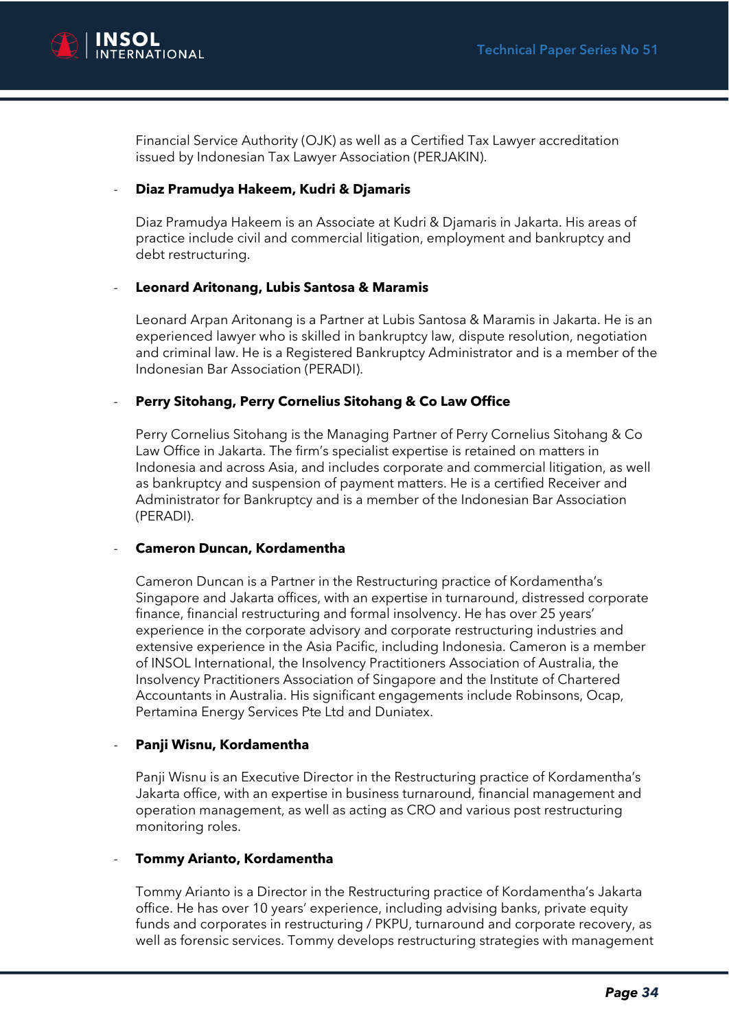Financial Service Authority (OJK) as well as a Certified Tax Lawyer accreditation issued by Indonesian Tax Lawyer Association (PERJAKIN).

- **Diaz Pramudya Hakeem, Kudri & Djamaris**

  Diaz Pramudya Hakeem is an Associate at Kudri & Djamaris in Jakarta. His areas of practice include civil and commercial litigation, employment and bankruptcy and debt restructuring.

- **Leonard Aritonang, Lubis Santosa & Maramis**

  Leonard Arpan Aritonang is a Partner at Lubis Santosa & Maramis in Jakarta. He is an experienced lawyer who is skilled in bankruptcy law, dispute resolution, negotiation and criminal law. He is a Registered Bankruptcy Administrator and is a member of the Indonesian Bar Association (PERADI).

- **Perry Sitohang, Perry Cornelius Sitohang & Co Law Office**

  Perry Cornelius Sitohang is the Managing Partner of Perry Cornelius Sitohang & Co Law Office in Jakarta. The firm's specialist expertise is retained on matters in Indonesia and across Asia, and includes corporate and commercial litigation, as well as bankruptcy and suspension of payment matters. He is a certified Receiver and Administrator for Bankruptcy and is a member of the Indonesian Bar Association (PERADI).

- **Cameron Duncan, Kordamentha**

  Cameron Duncan is a Partner in the Restructuring practice of Kordamentha's Singapore and Jakarta offices, with an expertise in turnaround, distressed corporate finance, financial restructuring and formal insolvency. He has over 25 years' experience in the corporate advisory and corporate restructuring industries and extensive experience in the Asia Pacific, including Indonesia. Cameron is a member of INSOL International, the Insolvency Practitioners Association of Australia, the Insolvency Practitioners Association of Singapore and the Institute of Chartered Accountants in Australia. His significant engagements include Robinsons, Ocap, Pertamina Energy Services Pte Ltd and Duniatex.

- **Panji Wisnu, Kordamentha**

  Panji Wisnu is an Executive Director in the Restructuring practice of Kordamentha's Jakarta office, with an expertise in business turnaround, financial management and operation management, as well as acting as CRO and various post restructuring monitoring roles.

- **Tommy Arianto, Kordamentha**

  Tommy Arianto is a Director in the Restructuring practice of Kordamentha's Jakarta office. He has over 10 years' experience, including advising banks, private equity funds and corporates in restructuring / PKPU, turnaround and corporate recovery, as well as forensic services. Tommy develops restructuring strategies with management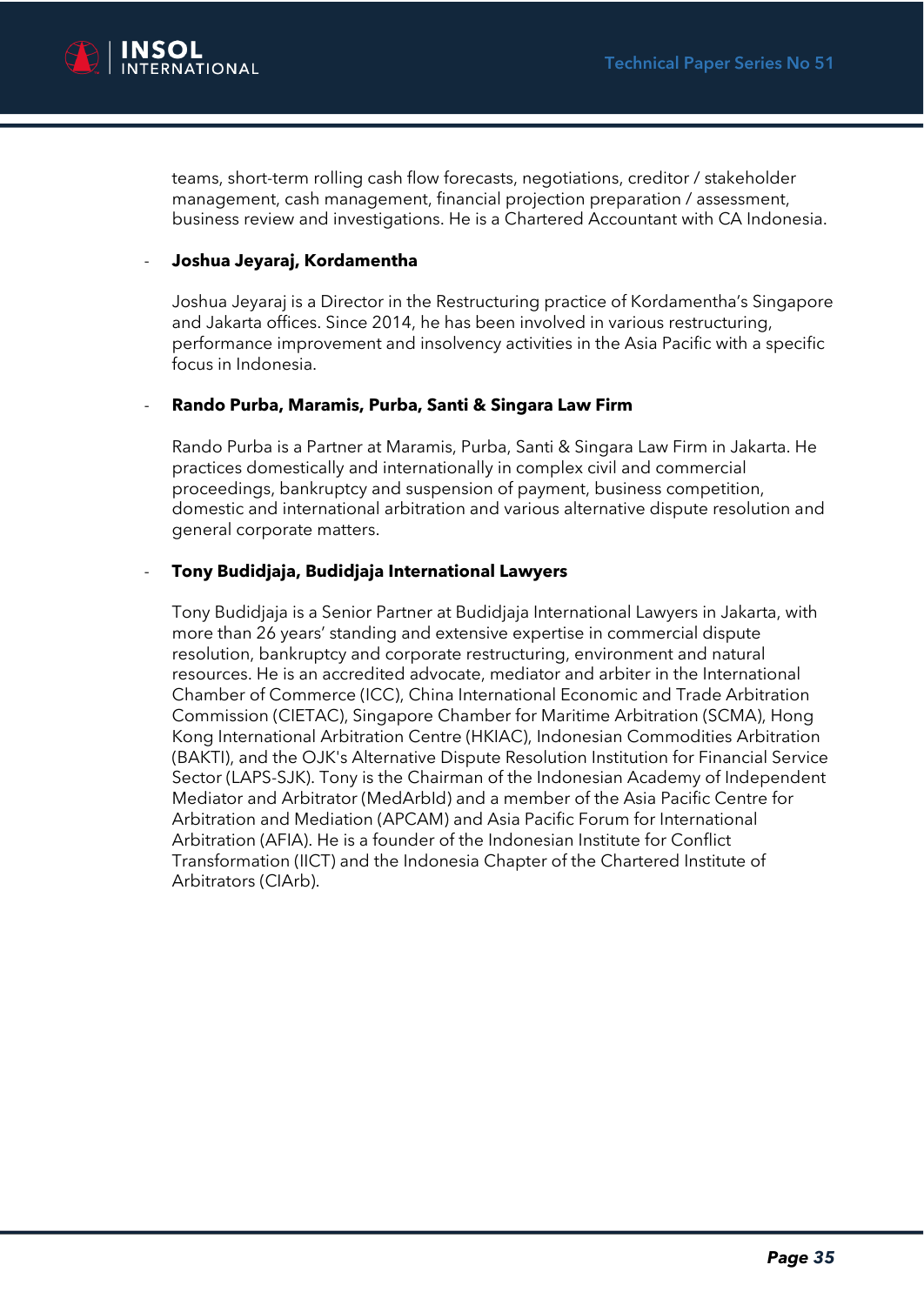teams, short-term rolling cash flow forecasts, negotiations, creditor / stakeholder management, cash management, financial projection preparation / assessment, business review and investigations. He is a Chartered Accountant with CA Indonesia.

- **Joshua Jeyaraj, Kordamentha**

  Joshua Jeyaraj is a Director in the Restructuring practice of Kordamentha's Singapore and Jakarta offices. Since 2014, he has been involved in various restructuring, performance improvement and insolvency activities in the Asia Pacific with a specific focus in Indonesia.

- **Rando Purba, Maramis, Purba, Santi & Singara Law Firm**

  Rando Purba is a Partner at Maramis, Purba, Santi & Singara Law Firm in Jakarta. He practices domestically and internationally in complex civil and commercial proceedings, bankruptcy and suspension of payment, business competition, domestic and international arbitration and various alternative dispute resolution and general corporate matters.

- **Tony Budidjaja, Budidjaja International Lawyers**

  Tony Budidjaja is a Senior Partner at Budidjaja International Lawyers in Jakarta, with more than 26 years' standing and extensive expertise in commercial dispute resolution, bankruptcy and corporate restructuring, environment and natural resources. He is an accredited advocate, mediator and arbiter in the International Chamber of Commerce (ICC), China International Economic and Trade Arbitration Commission (CIETAC), Singapore Chamber for Maritime Arbitration (SCMA), Hong Kong International Arbitration Centre (HKIAC), Indonesian Commodities Arbitration (BAKTI), and the OJK's Alternative Dispute Resolution Institution for Financial Service Sector (LAPS-SJK). Tony is the Chairman of the Indonesian Academy of Independent Mediator and Arbitrator (MedArbId) and a member of the Asia Pacific Centre for Arbitration and Mediation (APCAM) and Asia Pacific Forum for International Arbitration (AFIA). He is a founder of the Indonesian Institute for Conflict Transformation (IICT) and the Indonesia Chapter of the Chartered Institute of Arbitrators (CIArb).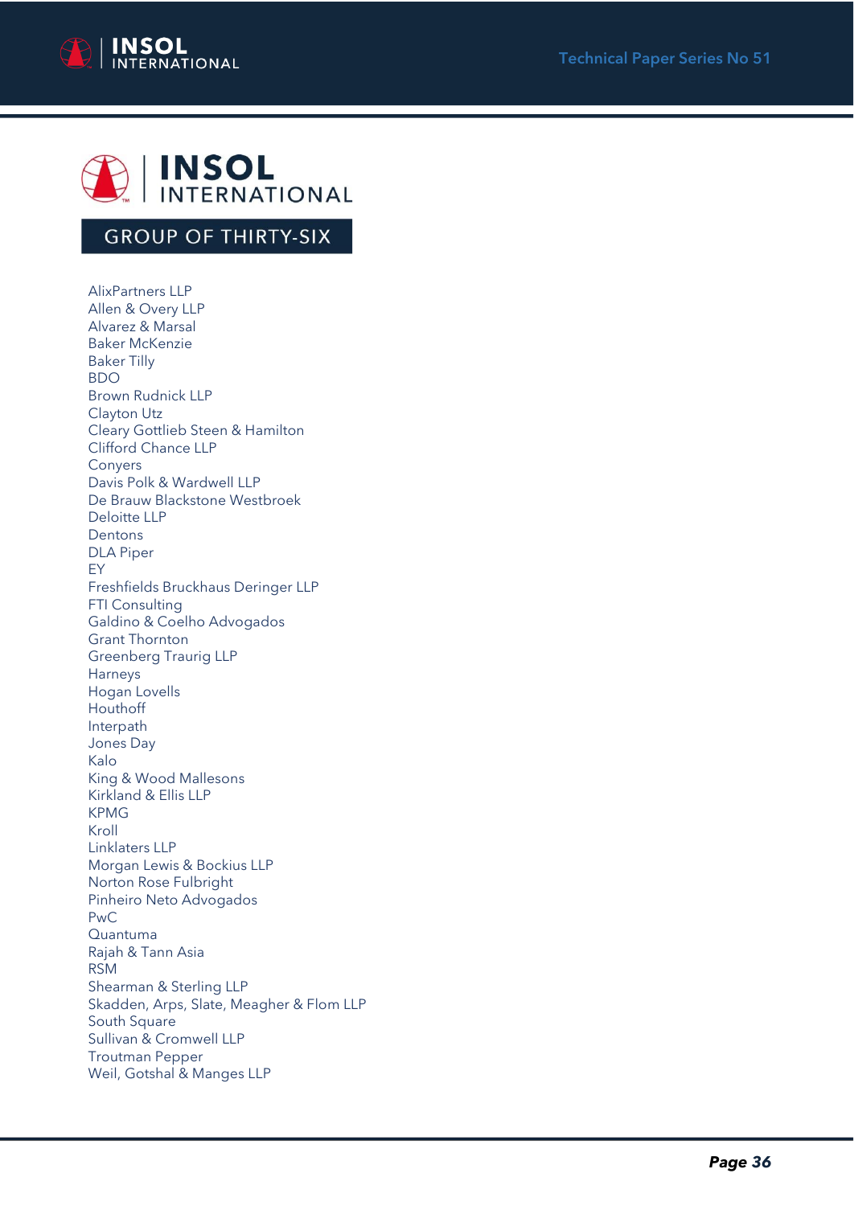## GROUP OF THIRTY-SIX

AlixPartners LLP
Allen & Overy LLP
Alvarez & Marsal
Baker McKenzie
Baker Tilly
BDO
Brown Rudnick LLP
Clayton Utz
Cleary Gottlieb Steen & Hamilton
Clifford Chance LLP
Conyers
Davis Polk & Wardwell LLP
De Brauw Blackstone Westbroek
Deloitte LLP
Dentons
DLA Piper
EY
Freshfields Bruckhaus Deringer LLP
FTI Consulting
Galdino & Coelho Advogados
Grant Thornton
Greenberg Traurig LLP
Harneys
Hogan Lovells
Houthoff
Interpath
Jones Day
Kalo
King & Wood Mallesons
Kirkland & Ellis LLP
KPMG
Kroll
Linklaters LLP
Morgan Lewis & Bockius LLP
Norton Rose Fulbright
Pinheiro Neto Advogados
PwC
Quantuma
Rajah & Tann Asia
RSM
Shearman & Sterling LLP
Skadden, Arps, Slate, Meagher & Flom LLP
South Square
Sullivan & Cromwell LLP
Troutman Pepper
Weil, Gotshal & Manges LLP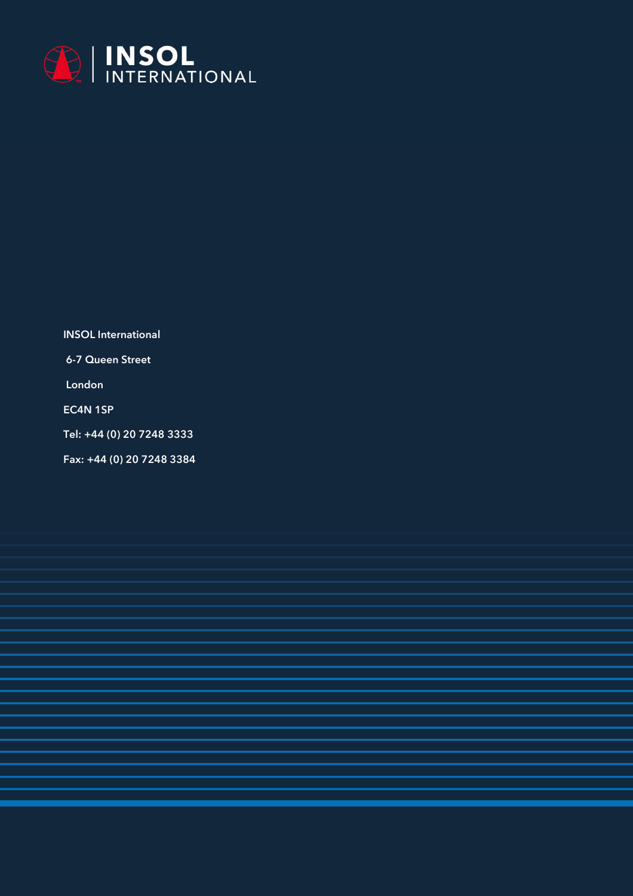INSOL INTERNATIONAL

INSOL International

6-7 Queen Street

London

EC4N 1SP

Tel: +44 (0) 20 7248 3333

Fax: +44 (0) 20 7248 3384